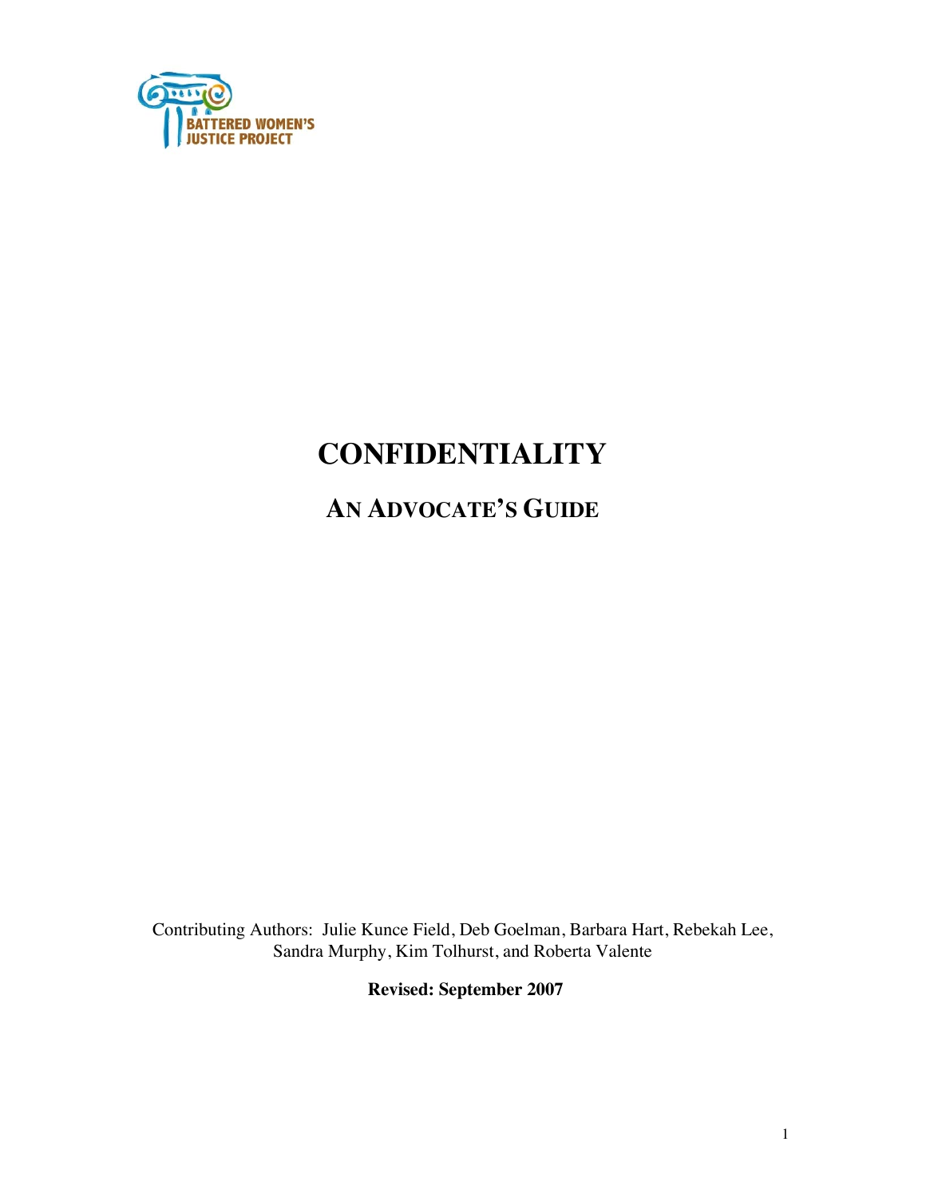BATTERED WOMEN'S JUSTICE PROJECT

# CONFIDENTIALITY

## AN ADVOCATE'S GUIDE

Contributing Authors: Julie Kunce Field, Deb Goelman, Barbara Hart, Rebekah Lee, Sandra Murphy, Kim Tolhurst, and Roberta Valente

**Revised: September 2007**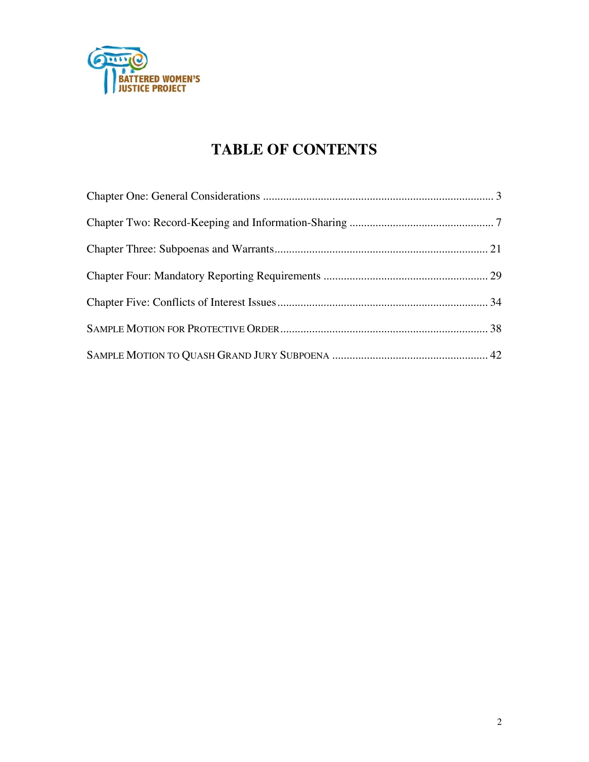# TABLE OF CONTENTS

Chapter One: General Considerations ................................................................................ 3

Chapter Two: Record-Keeping and Information-Sharing .................................................. 7

Chapter Three: Subpoenas and Warrants......................................................................... 21

Chapter Four: Mandatory Reporting Requirements ........................................................ 29

Chapter Five: Conflicts of Interest Issues ........................................................................ 34

SAMPLE MOTION FOR PROTECTIVE ORDER ........................................................................ 38

SAMPLE MOTION TO QUASH GRAND JURY SUBPOENA ...................................................... 42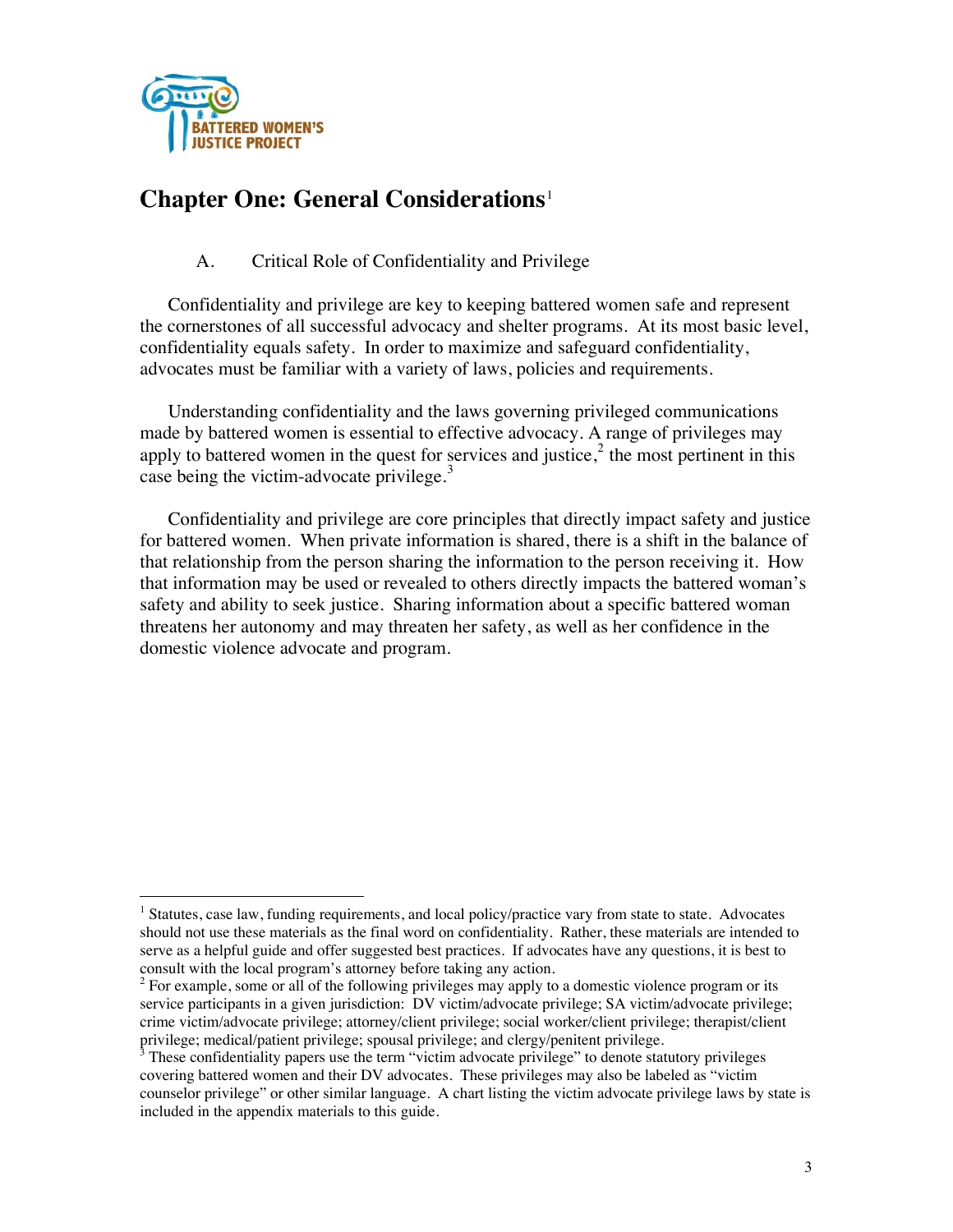BATTERED WOMEN'S JUSTICE PROJECT

# Chapter One: General Considerations[1]

## A. Critical Role of Confidentiality and Privilege

Confidentiality and privilege are key to keeping battered women safe and represent the cornerstones of all successful advocacy and shelter programs. At its most basic level, confidentiality equals safety. In order to maximize and safeguard confidentiality, advocates must be familiar with a variety of laws, policies and requirements.

Understanding confidentiality and the laws governing privileged communications made by battered women is essential to effective advocacy. A range of privileges may apply to battered women in the quest for services and justice,[2] the most pertinent in this case being the victim-advocate privilege.[3]

Confidentiality and privilege are core principles that directly impact safety and justice for battered women. When private information is shared, there is a shift in the balance of that relationship from the person sharing the information to the person receiving it. How that information may be used or revealed to others directly impacts the battered woman's safety and ability to seek justice. Sharing information about a specific battered woman threatens her autonomy and may threaten her safety, as well as her confidence in the domestic violence advocate and program.

---

[1] Statutes, case law, funding requirements, and local policy/practice vary from state to state. Advocates should not use these materials as the final word on confidentiality. Rather, these materials are intended to serve as a helpful guide and offer suggested best practices. If advocates have any questions, it is best to consult with the local program's attorney before taking any action.

[2] For example, some or all of the following privileges may apply to a domestic violence program or its service participants in a given jurisdiction: DV victim/advocate privilege; SA victim/advocate privilege; crime victim/advocate privilege; attorney/client privilege; social worker/client privilege; therapist/client privilege; medical/patient privilege; spousal privilege; and clergy/penitent privilege.

[3] These confidentiality papers use the term "victim advocate privilege" to denote statutory privileges covering battered women and their DV advocates. These privileges may also be labeled as "victim counselor privilege" or other similar language. A chart listing the victim advocate privilege laws by state is included in the appendix materials to this guide.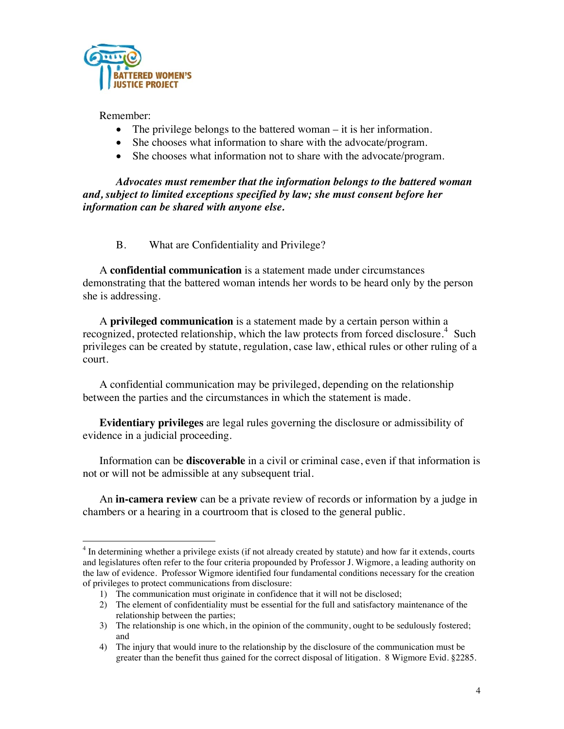Remember:

- The privilege belongs to the battered woman – it is her information.
- She chooses what information to share with the advocate/program.
- She chooses what information not to share with the advocate/program.

***Advocates must remember that the information belongs to the battered woman and, subject to limited exceptions specified by law; she must consent before her information can be shared with anyone else.***

## B. What are Confidentiality and Privilege?

A **confidential communication** is a statement made under circumstances demonstrating that the battered woman intends her words to be heard only by the person she is addressing.

A **privileged communication** is a statement made by a certain person within a recognized, protected relationship, which the law protects from forced disclosure.[4] Such privileges can be created by statute, regulation, case law, ethical rules or other ruling of a court.

A confidential communication may be privileged, depending on the relationship between the parties and the circumstances in which the statement is made.

**Evidentiary privileges** are legal rules governing the disclosure or admissibility of evidence in a judicial proceeding.

Information can be **discoverable** in a civil or criminal case, even if that information is not or will not be admissible at any subsequent trial.

An **in-camera review** can be a private review of records or information by a judge in chambers or a hearing in a courtroom that is closed to the general public.

---

[4] In determining whether a privilege exists (if not already created by statute) and how far it extends, courts and legislatures often refer to the four criteria propounded by Professor J. Wigmore, a leading authority on the law of evidence. Professor Wigmore identified four fundamental conditions necessary for the creation of privileges to protect communications from disclosure:

1) The communication must originate in confidence that it will not be disclosed;
2) The element of confidentiality must be essential for the full and satisfactory maintenance of the relationship between the parties;
3) The relationship is one which, in the opinion of the community, ought to be sedulously fostered; and
4) The injury that would inure to the relationship by the disclosure of the communication must be greater than the benefit thus gained for the correct disposal of litigation. 8 Wigmore Evid. §2285.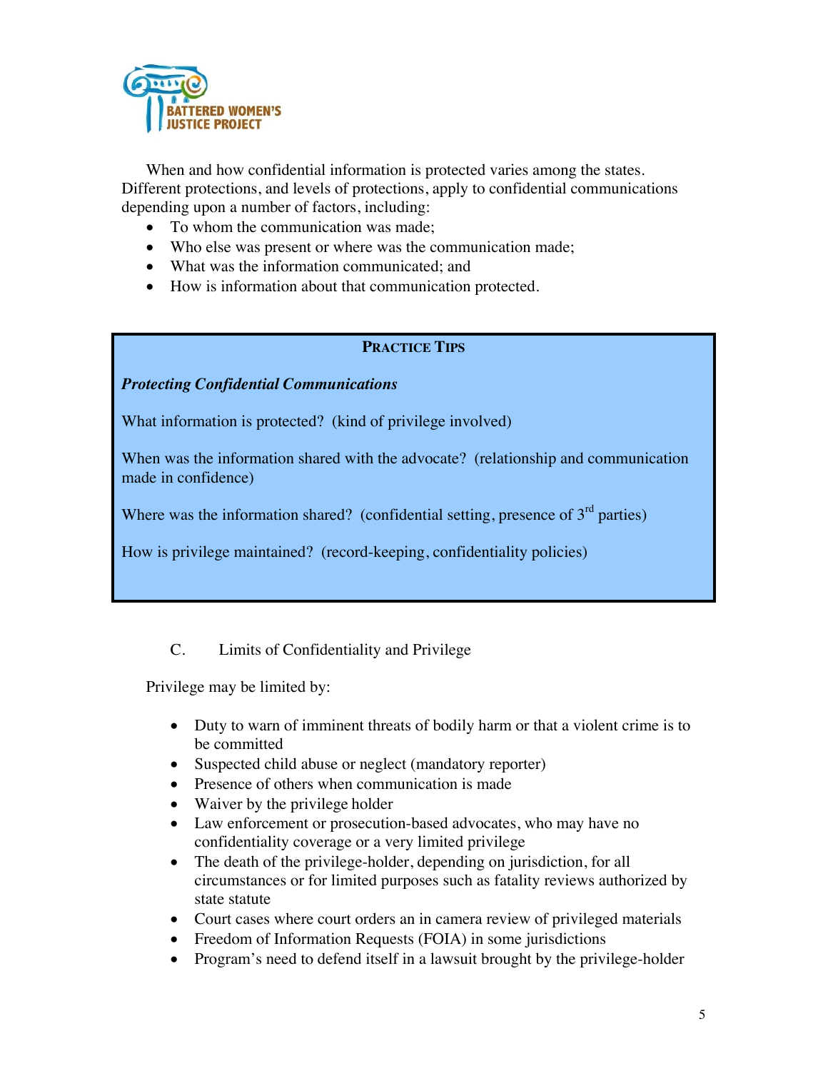When and how confidential information is protected varies among the states. Different protections, and levels of protections, apply to confidential communications depending upon a number of factors, including:

- To whom the communication was made;
- Who else was present or where was the communication made;
- What was the information communicated; and
- How is information about that communication protected.

> **PRACTICE TIPS**
>
> ***Protecting Confidential Communications***
>
> What information is protected? (kind of privilege involved)
>
> When was the information shared with the advocate? (relationship and communication made in confidence)
>
> Where was the information shared? (confidential setting, presence of 3rd parties)
>
> How is privilege maintained? (record-keeping, confidentiality policies)

### C. Limits of Confidentiality and Privilege

Privilege may be limited by:

- Duty to warn of imminent threats of bodily harm or that a violent crime is to be committed
- Suspected child abuse or neglect (mandatory reporter)
- Presence of others when communication is made
- Waiver by the privilege holder
- Law enforcement or prosecution-based advocates, who may have no confidentiality coverage or a very limited privilege
- The death of the privilege-holder, depending on jurisdiction, for all circumstances or for limited purposes such as fatality reviews authorized by state statute
- Court cases where court orders an in camera review of privileged materials
- Freedom of Information Requests (FOIA) in some jurisdictions
- Program's need to defend itself in a lawsuit brought by the privilege-holder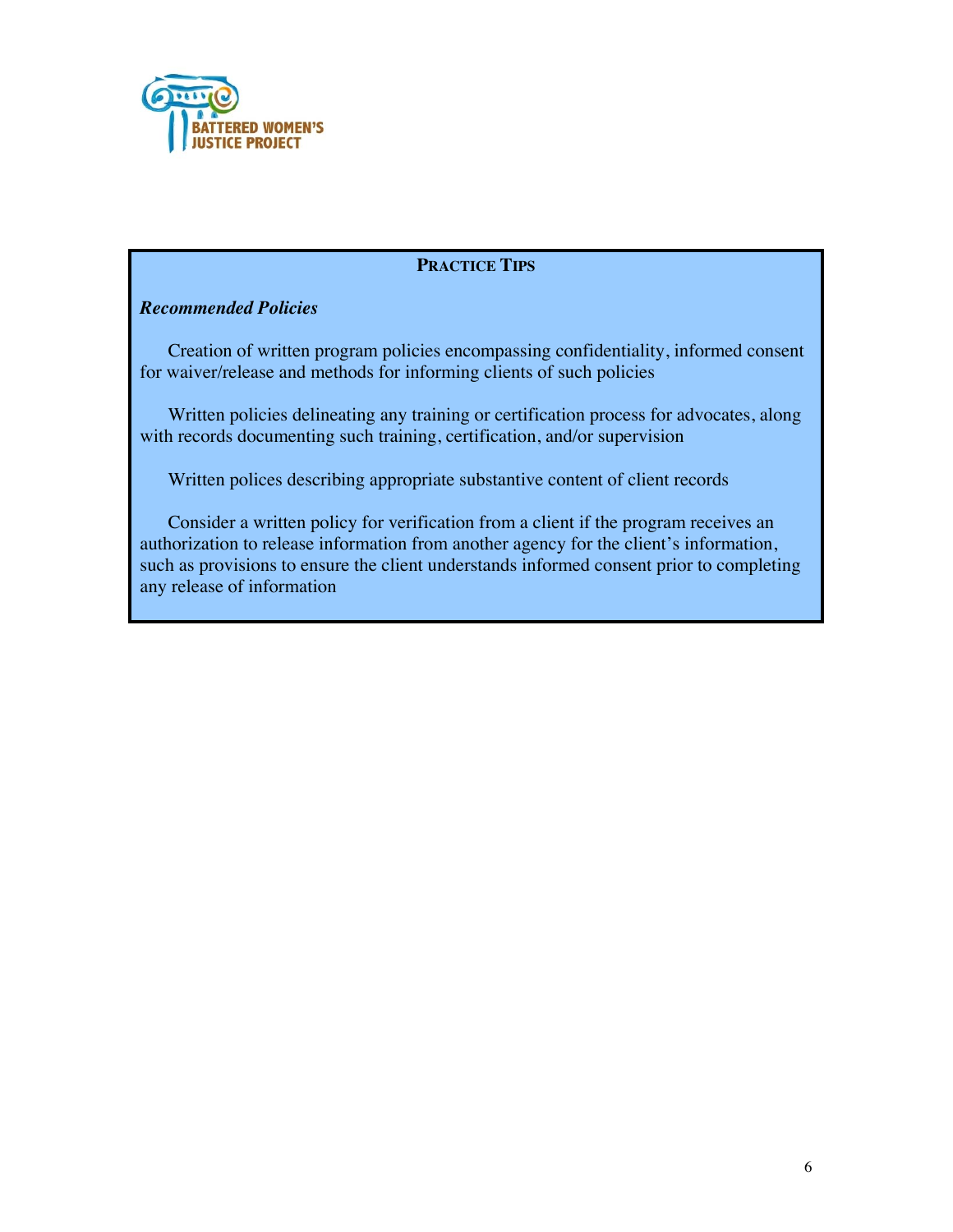**PRACTICE TIPS**

***Recommended Policies***

Creation of written program policies encompassing confidentiality, informed consent for waiver/release and methods for informing clients of such policies

Written policies delineating any training or certification process for advocates, along with records documenting such training, certification, and/or supervision

Written polices describing appropriate substantive content of client records

Consider a written policy for verification from a client if the program receives an authorization to release information from another agency for the client's information, such as provisions to ensure the client understands informed consent prior to completing any release of information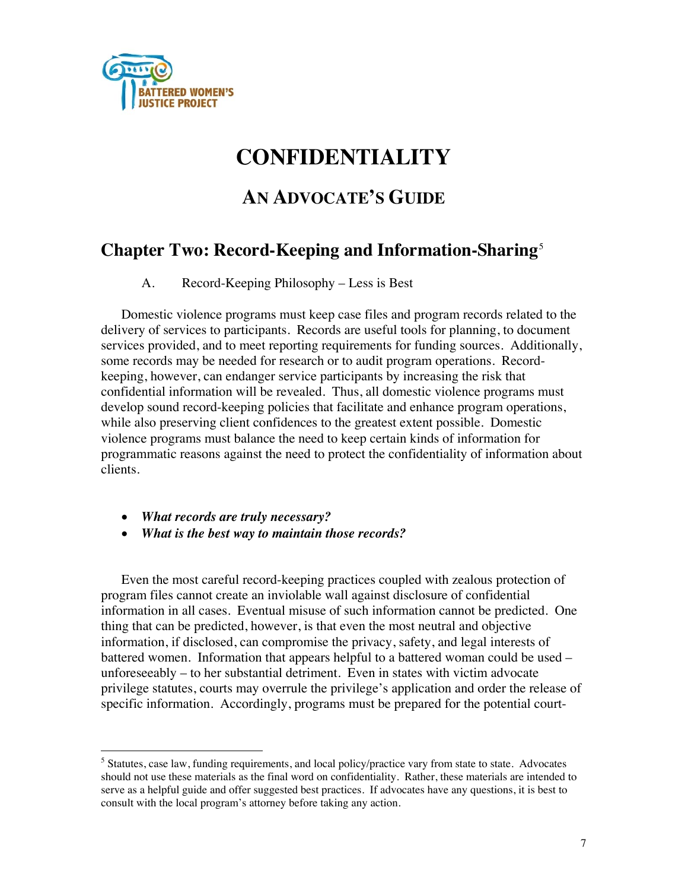# CONFIDENTIALITY

## AN ADVOCATE'S GUIDE

## Chapter Two: Record-Keeping and Information-Sharing[5]

A. Record-Keeping Philosophy – Less is Best

Domestic violence programs must keep case files and program records related to the delivery of services to participants. Records are useful tools for planning, to document services provided, and to meet reporting requirements for funding sources. Additionally, some records may be needed for research or to audit program operations. Record-keeping, however, can endanger service participants by increasing the risk that confidential information will be revealed. Thus, all domestic violence programs must develop sound record-keeping policies that facilitate and enhance program operations, while also preserving client confidences to the greatest extent possible. Domestic violence programs must balance the need to keep certain kinds of information for programmatic reasons against the need to protect the confidentiality of information about clients.

- ***What records are truly necessary?***
- ***What is the best way to maintain those records?***

Even the most careful record-keeping practices coupled with zealous protection of program files cannot create an inviolable wall against disclosure of confidential information in all cases. Eventual misuse of such information cannot be predicted. One thing that can be predicted, however, is that even the most neutral and objective information, if disclosed, can compromise the privacy, safety, and legal interests of battered women. Information that appears helpful to a battered woman could be used – unforeseeably – to her substantial detriment. Even in states with victim advocate privilege statutes, courts may overrule the privilege's application and order the release of specific information. Accordingly, programs must be prepared for the potential court-

---

[5] Statutes, case law, funding requirements, and local policy/practice vary from state to state. Advocates should not use these materials as the final word on confidentiality. Rather, these materials are intended to serve as a helpful guide and offer suggested best practices. If advocates have any questions, it is best to consult with the local program's attorney before taking any action.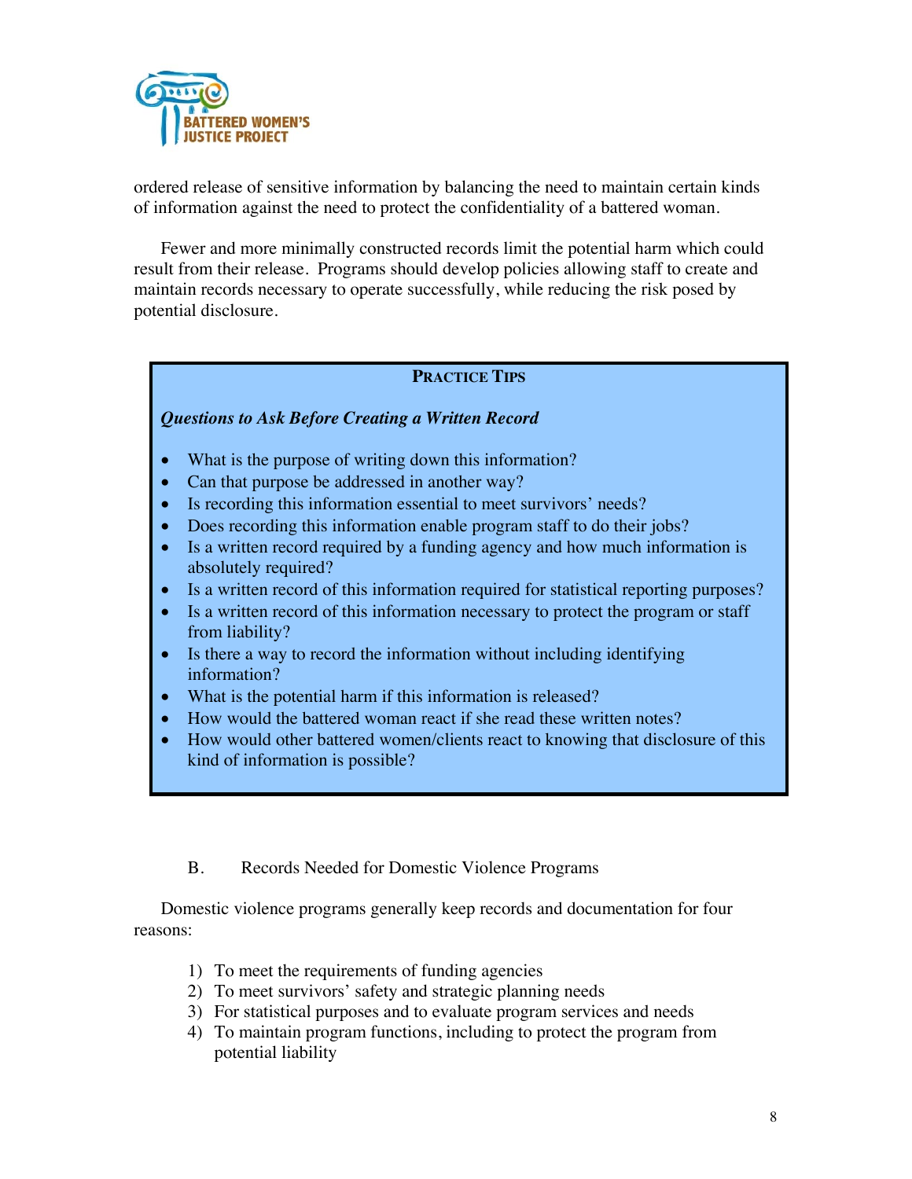ordered release of sensitive information by balancing the need to maintain certain kinds of information against the need to protect the confidentiality of a battered woman.

Fewer and more minimally constructed records limit the potential harm which could result from their release. Programs should develop policies allowing staff to create and maintain records necessary to operate successfully, while reducing the risk posed by potential disclosure.

**PRACTICE TIPS**

***Questions to Ask Before Creating a Written Record***

- What is the purpose of writing down this information?
- Can that purpose be addressed in another way?
- Is recording this information essential to meet survivors' needs?
- Does recording this information enable program staff to do their jobs?
- Is a written record required by a funding agency and how much information is absolutely required?
- Is a written record of this information required for statistical reporting purposes?
- Is a written record of this information necessary to protect the program or staff from liability?
- Is there a way to record the information without including identifying information?
- What is the potential harm if this information is released?
- How would the battered woman react if she read these written notes?
- How would other battered women/clients react to knowing that disclosure of this kind of information is possible?

### B. Records Needed for Domestic Violence Programs

Domestic violence programs generally keep records and documentation for four reasons:

1) To meet the requirements of funding agencies
2) To meet survivors' safety and strategic planning needs
3) For statistical purposes and to evaluate program services and needs
4) To maintain program functions, including to protect the program from potential liability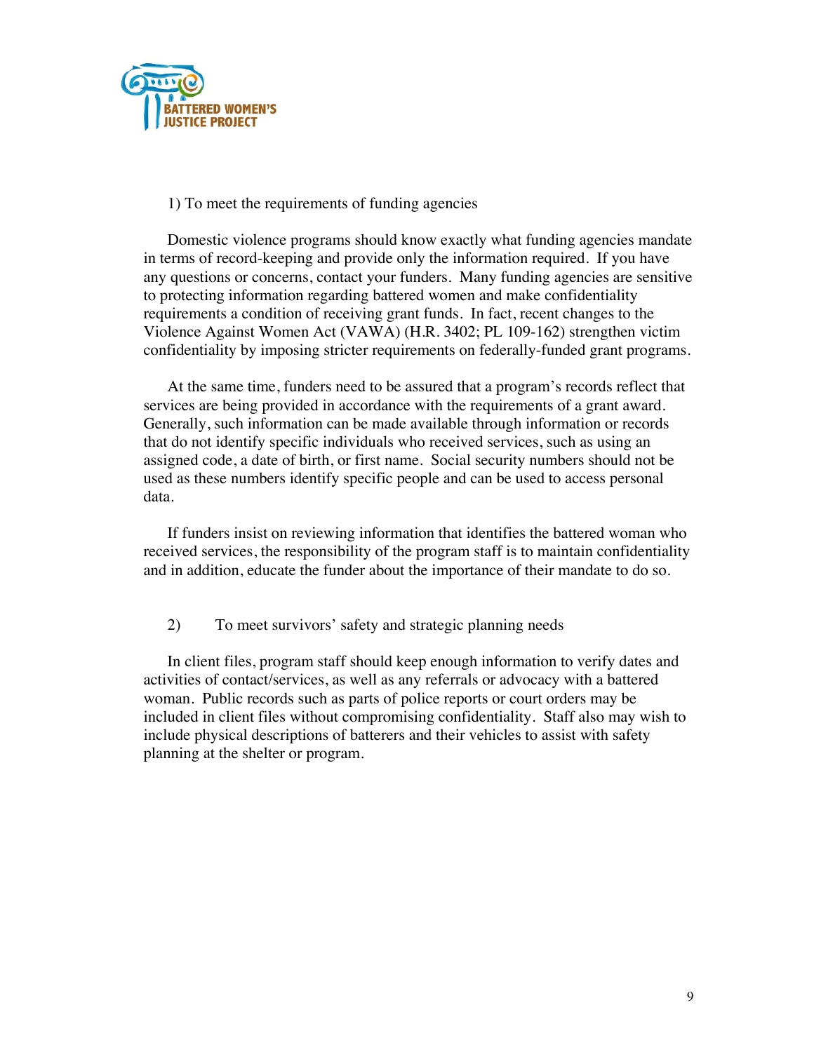1) To meet the requirements of funding agencies

Domestic violence programs should know exactly what funding agencies mandate in terms of record-keeping and provide only the information required. If you have any questions or concerns, contact your funders. Many funding agencies are sensitive to protecting information regarding battered women and make confidentiality requirements a condition of receiving grant funds. In fact, recent changes to the Violence Against Women Act (VAWA) (H.R. 3402; PL 109-162) strengthen victim confidentiality by imposing stricter requirements on federally-funded grant programs.

At the same time, funders need to be assured that a program's records reflect that services are being provided in accordance with the requirements of a grant award. Generally, such information can be made available through information or records that do not identify specific individuals who received services, such as using an assigned code, a date of birth, or first name. Social security numbers should not be used as these numbers identify specific people and can be used to access personal data.

If funders insist on reviewing information that identifies the battered woman who received services, the responsibility of the program staff is to maintain confidentiality and in addition, educate the funder about the importance of their mandate to do so.

2) To meet survivors' safety and strategic planning needs

In client files, program staff should keep enough information to verify dates and activities of contact/services, as well as any referrals or advocacy with a battered woman. Public records such as parts of police reports or court orders may be included in client files without compromising confidentiality. Staff also may wish to include physical descriptions of batterers and their vehicles to assist with safety planning at the shelter or program.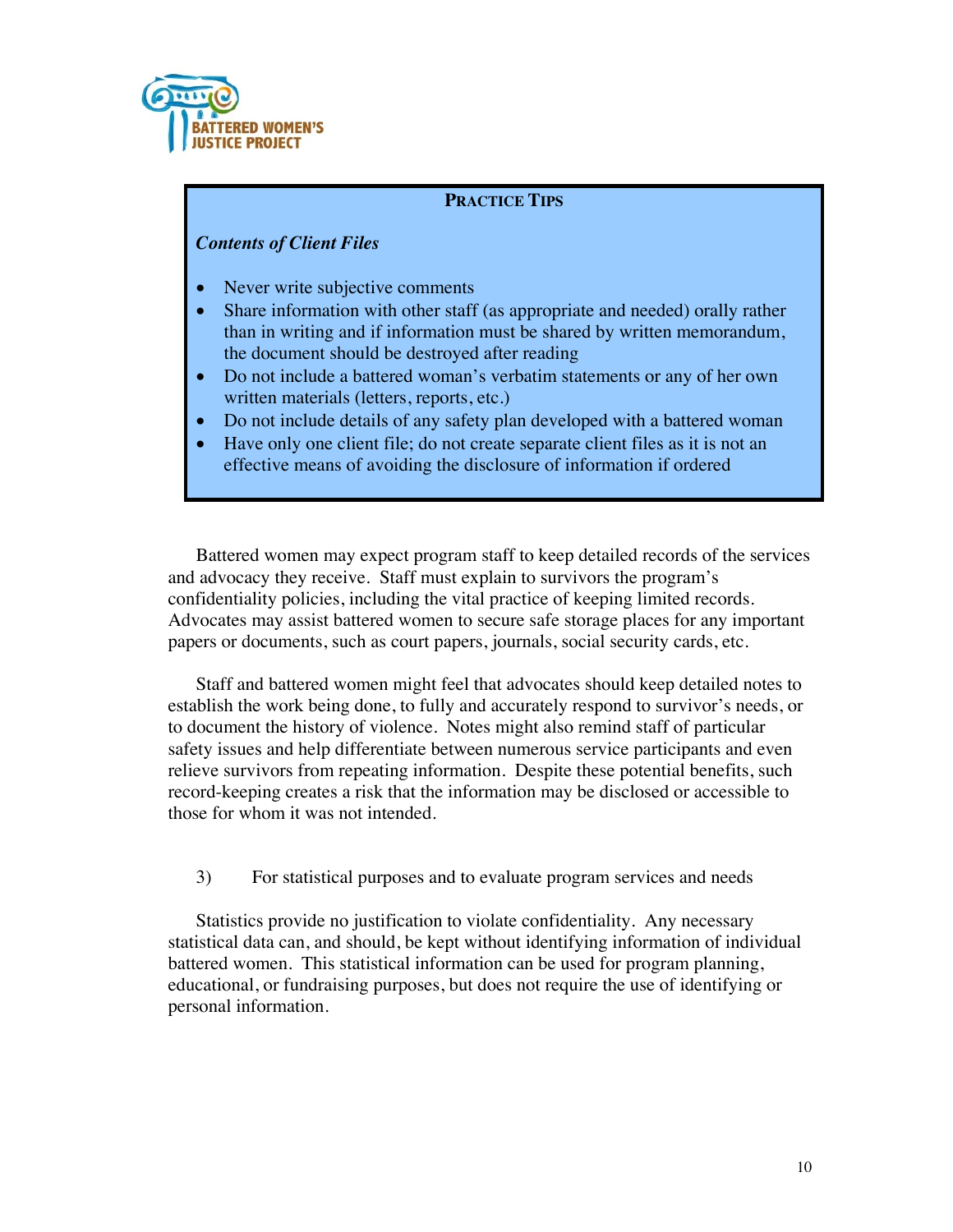**Practice Tips**

***Contents of Client Files***

- Never write subjective comments
- Share information with other staff (as appropriate and needed) orally rather than in writing and if information must be shared by written memorandum, the document should be destroyed after reading
- Do not include a battered woman's verbatim statements or any of her own written materials (letters, reports, etc.)
- Do not include details of any safety plan developed with a battered woman
- Have only one client file; do not create separate client files as it is not an effective means of avoiding the disclosure of information if ordered

Battered women may expect program staff to keep detailed records of the services and advocacy they receive. Staff must explain to survivors the program's confidentiality policies, including the vital practice of keeping limited records. Advocates may assist battered women to secure safe storage places for any important papers or documents, such as court papers, journals, social security cards, etc.

Staff and battered women might feel that advocates should keep detailed notes to establish the work being done, to fully and accurately respond to survivor's needs, or to document the history of violence. Notes might also remind staff of particular safety issues and help differentiate between numerous service participants and even relieve survivors from repeating information. Despite these potential benefits, such record-keeping creates a risk that the information may be disclosed or accessible to those for whom it was not intended.

3) For statistical purposes and to evaluate program services and needs

Statistics provide no justification to violate confidentiality. Any necessary statistical data can, and should, be kept without identifying information of individual battered women. This statistical information can be used for program planning, educational, or fundraising purposes, but does not require the use of identifying or personal information.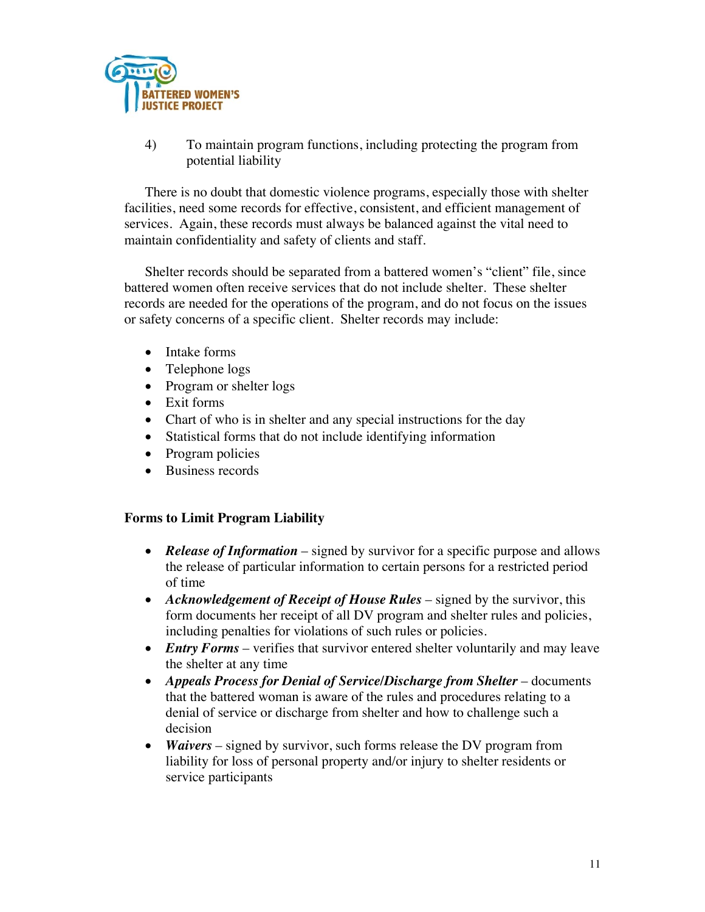4) To maintain program functions, including protecting the program from potential liability

There is no doubt that domestic violence programs, especially those with shelter facilities, need some records for effective, consistent, and efficient management of services. Again, these records must always be balanced against the vital need to maintain confidentiality and safety of clients and staff.

Shelter records should be separated from a battered women's "client" file, since battered women often receive services that do not include shelter. These shelter records are needed for the operations of the program, and do not focus on the issues or safety concerns of a specific client. Shelter records may include:

- Intake forms
- Telephone logs
- Program or shelter logs
- Exit forms
- Chart of who is in shelter and any special instructions for the day
- Statistical forms that do not include identifying information
- Program policies
- Business records

**Forms to Limit Program Liability**

- ***Release of Information*** – signed by survivor for a specific purpose and allows the release of particular information to certain persons for a restricted period of time
- ***Acknowledgement of Receipt of House Rules*** – signed by the survivor, this form documents her receipt of all DV program and shelter rules and policies, including penalties for violations of such rules or policies.
- ***Entry Forms*** – verifies that survivor entered shelter voluntarily and may leave the shelter at any time
- ***Appeals Process for Denial of Service/Discharge from Shelter*** – documents that the battered woman is aware of the rules and procedures relating to a denial of service or discharge from shelter and how to challenge such a decision
- ***Waivers*** – signed by survivor, such forms release the DV program from liability for loss of personal property and/or injury to shelter residents or service participants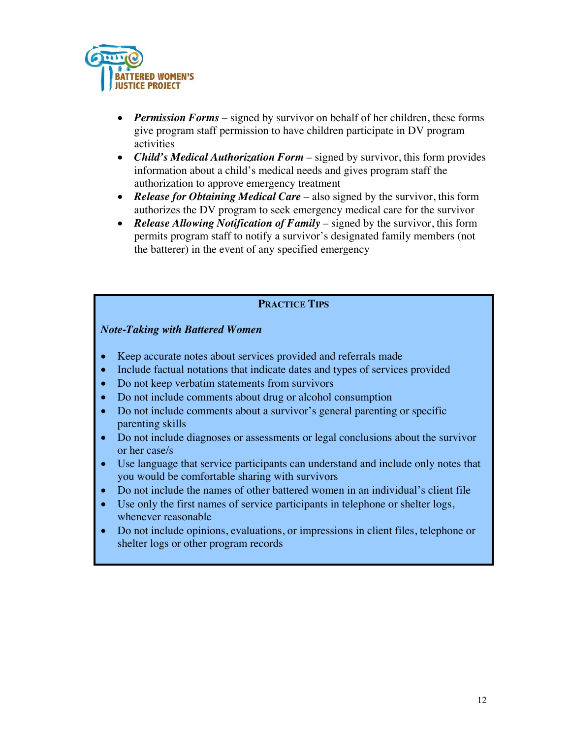- ***Permission Forms*** – signed by survivor on behalf of her children, these forms give program staff permission to have children participate in DV program activities
- ***Child's Medical Authorization Form*** – signed by survivor, this form provides information about a child's medical needs and gives program staff the authorization to approve emergency treatment
- ***Release for Obtaining Medical Care*** – also signed by the survivor, this form authorizes the DV program to seek emergency medical care for the survivor
- ***Release Allowing Notification of Family*** – signed by the survivor, this form permits program staff to notify a survivor's designated family members (not the batterer) in the event of any specified emergency

**PRACTICE TIPS**

***Note-Taking with Battered Women***

- Keep accurate notes about services provided and referrals made
- Include factual notations that indicate dates and types of services provided
- Do not keep verbatim statements from survivors
- Do not include comments about drug or alcohol consumption
- Do not include comments about a survivor's general parenting or specific parenting skills
- Do not include diagnoses or assessments or legal conclusions about the survivor or her case/s
- Use language that service participants can understand and include only notes that you would be comfortable sharing with survivors
- Do not include the names of other battered women in an individual's client file
- Use only the first names of service participants in telephone or shelter logs, whenever reasonable
- Do not include opinions, evaluations, or impressions in client files, telephone or shelter logs or other program records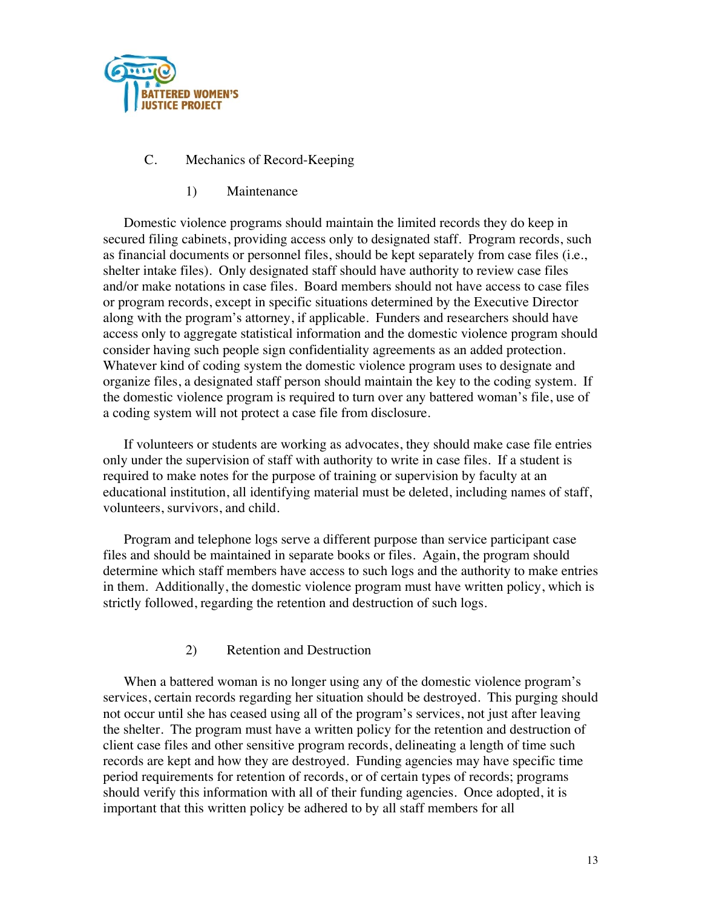### C. Mechanics of Record-Keeping

#### 1) Maintenance

Domestic violence programs should maintain the limited records they do keep in secured filing cabinets, providing access only to designated staff. Program records, such as financial documents or personnel files, should be kept separately from case files (i.e., shelter intake files). Only designated staff should have authority to review case files and/or make notations in case files. Board members should not have access to case files or program records, except in specific situations determined by the Executive Director along with the program's attorney, if applicable. Funders and researchers should have access only to aggregate statistical information and the domestic violence program should consider having such people sign confidentiality agreements as an added protection. Whatever kind of coding system the domestic violence program uses to designate and organize files, a designated staff person should maintain the key to the coding system. If the domestic violence program is required to turn over any battered woman's file, use of a coding system will not protect a case file from disclosure.

If volunteers or students are working as advocates, they should make case file entries only under the supervision of staff with authority to write in case files. If a student is required to make notes for the purpose of training or supervision by faculty at an educational institution, all identifying material must be deleted, including names of staff, volunteers, survivors, and child.

Program and telephone logs serve a different purpose than service participant case files and should be maintained in separate books or files. Again, the program should determine which staff members have access to such logs and the authority to make entries in them. Additionally, the domestic violence program must have written policy, which is strictly followed, regarding the retention and destruction of such logs.

#### 2) Retention and Destruction

When a battered woman is no longer using any of the domestic violence program's services, certain records regarding her situation should be destroyed. This purging should not occur until she has ceased using all of the program's services, not just after leaving the shelter. The program must have a written policy for the retention and destruction of client case files and other sensitive program records, delineating a length of time such records are kept and how they are destroyed. Funding agencies may have specific time period requirements for retention of records, or of certain types of records; programs should verify this information with all of their funding agencies. Once adopted, it is important that this written policy be adhered to by all staff members for all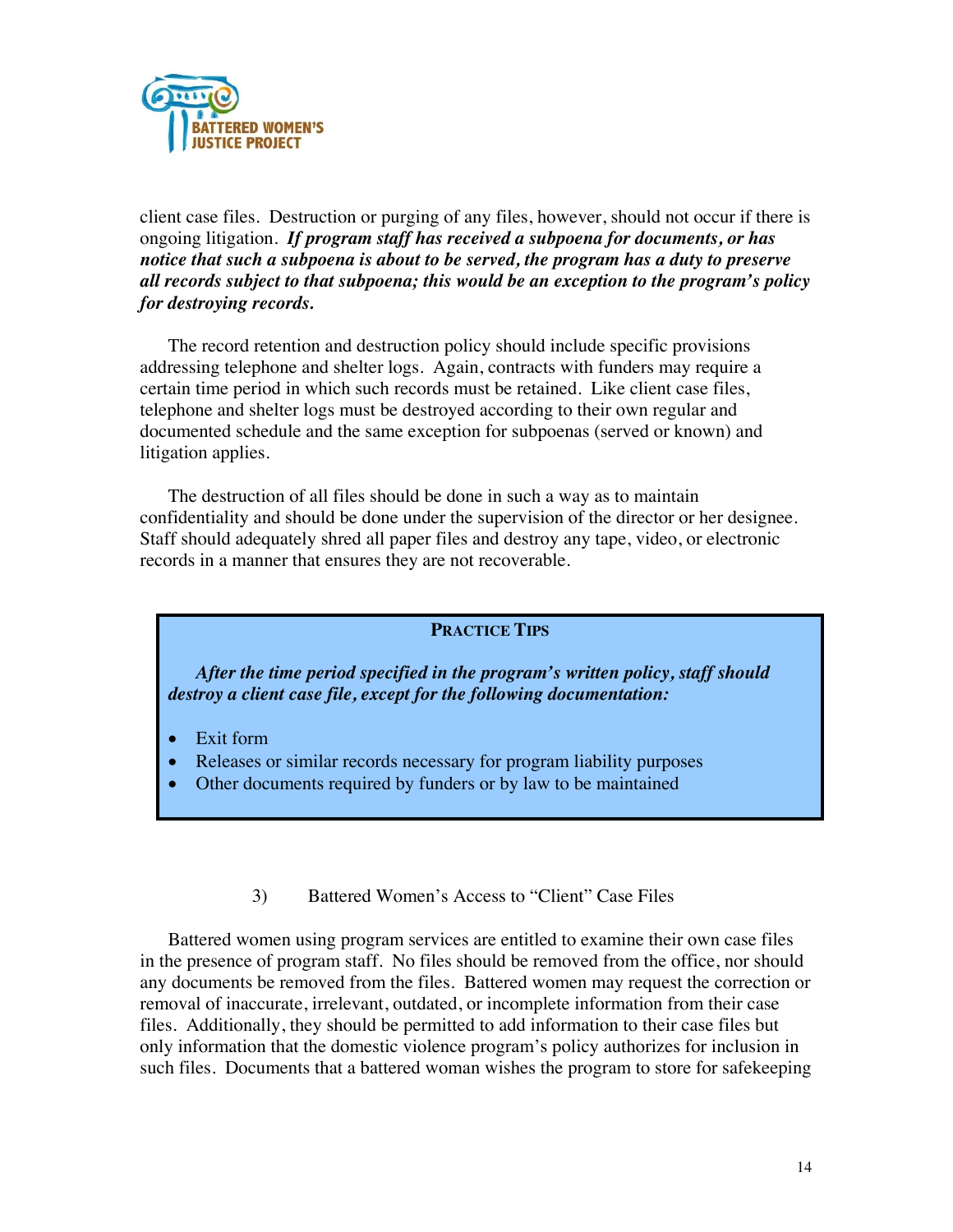client case files. Destruction or purging of any files, however, should not occur if there is ongoing litigation. ***If program staff has received a subpoena for documents, or has notice that such a subpoena is about to be served, the program has a duty to preserve all records subject to that subpoena; this would be an exception to the program's policy for destroying records.***

The record retention and destruction policy should include specific provisions addressing telephone and shelter logs. Again, contracts with funders may require a certain time period in which such records must be retained. Like client case files, telephone and shelter logs must be destroyed according to their own regular and documented schedule and the same exception for subpoenas (served or known) and litigation applies.

The destruction of all files should be done in such a way as to maintain confidentiality and should be done under the supervision of the director or her designee. Staff should adequately shred all paper files and destroy any tape, video, or electronic records in a manner that ensures they are not recoverable.

> **PRACTICE TIPS**
>
> ***After the time period specified in the program's written policy, staff should destroy a client case file, except for the following documentation:***
>
> - Exit form
> - Releases or similar records necessary for program liability purposes
> - Other documents required by funders or by law to be maintained

### 3) Battered Women's Access to "Client" Case Files

Battered women using program services are entitled to examine their own case files in the presence of program staff. No files should be removed from the office, nor should any documents be removed from the files. Battered women may request the correction or removal of inaccurate, irrelevant, outdated, or incomplete information from their case files. Additionally, they should be permitted to add information to their case files but only information that the domestic violence program's policy authorizes for inclusion in such files. Documents that a battered woman wishes the program to store for safekeeping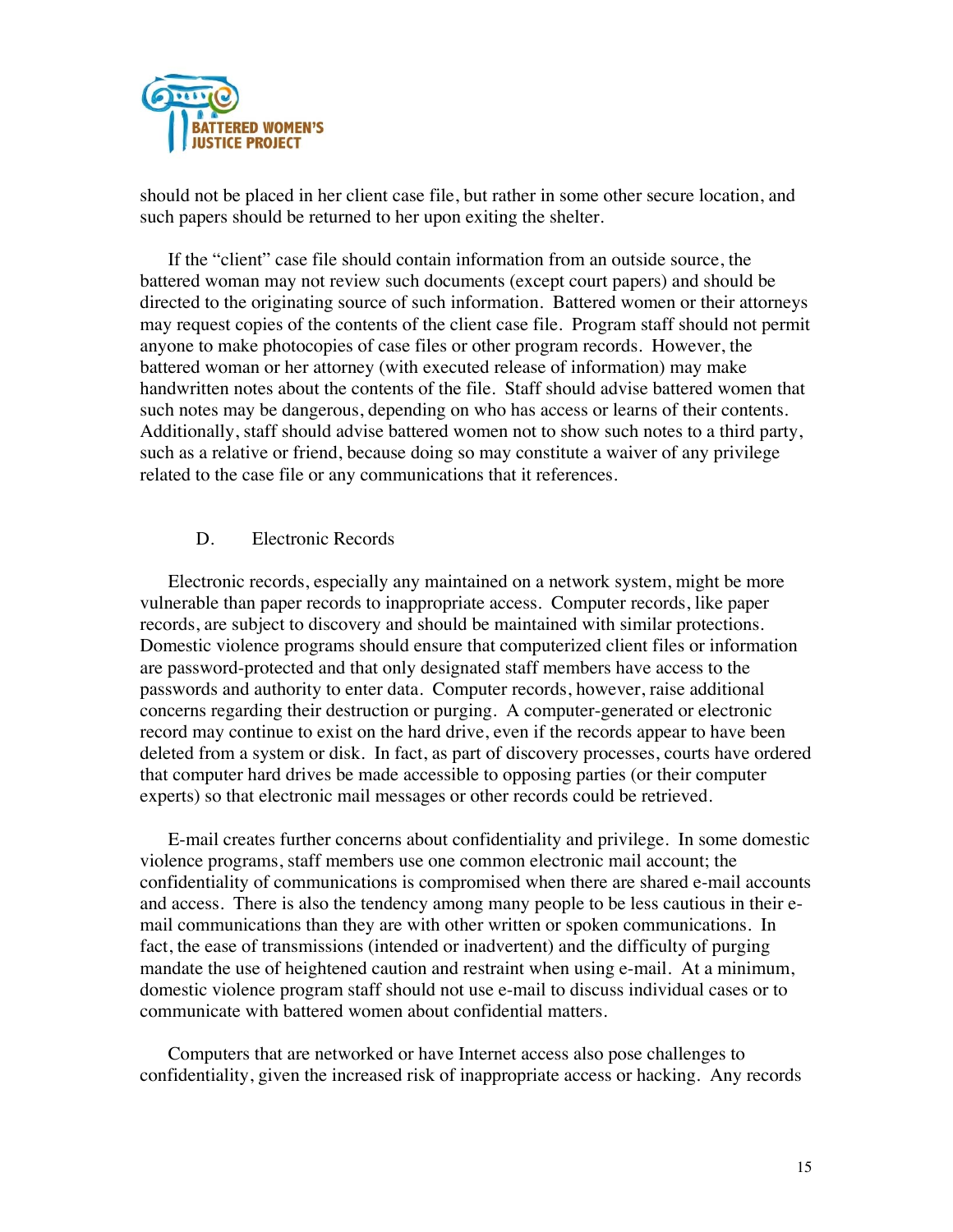should not be placed in her client case file, but rather in some other secure location, and such papers should be returned to her upon exiting the shelter.

If the "client" case file should contain information from an outside source, the battered woman may not review such documents (except court papers) and should be directed to the originating source of such information. Battered women or their attorneys may request copies of the contents of the client case file. Program staff should not permit anyone to make photocopies of case files or other program records. However, the battered woman or her attorney (with executed release of information) may make handwritten notes about the contents of the file. Staff should advise battered women that such notes may be dangerous, depending on who has access or learns of their contents. Additionally, staff should advise battered women not to show such notes to a third party, such as a relative or friend, because doing so may constitute a waiver of any privilege related to the case file or any communications that it references.

### D. Electronic Records

Electronic records, especially any maintained on a network system, might be more vulnerable than paper records to inappropriate access. Computer records, like paper records, are subject to discovery and should be maintained with similar protections. Domestic violence programs should ensure that computerized client files or information are password-protected and that only designated staff members have access to the passwords and authority to enter data. Computer records, however, raise additional concerns regarding their destruction or purging. A computer-generated or electronic record may continue to exist on the hard drive, even if the records appear to have been deleted from a system or disk. In fact, as part of discovery processes, courts have ordered that computer hard drives be made accessible to opposing parties (or their computer experts) so that electronic mail messages or other records could be retrieved.

E-mail creates further concerns about confidentiality and privilege. In some domestic violence programs, staff members use one common electronic mail account; the confidentiality of communications is compromised when there are shared e-mail accounts and access. There is also the tendency among many people to be less cautious in their e-mail communications than they are with other written or spoken communications. In fact, the ease of transmissions (intended or inadvertent) and the difficulty of purging mandate the use of heightened caution and restraint when using e-mail. At a minimum, domestic violence program staff should not use e-mail to discuss individual cases or to communicate with battered women about confidential matters.

Computers that are networked or have Internet access also pose challenges to confidentiality, given the increased risk of inappropriate access or hacking. Any records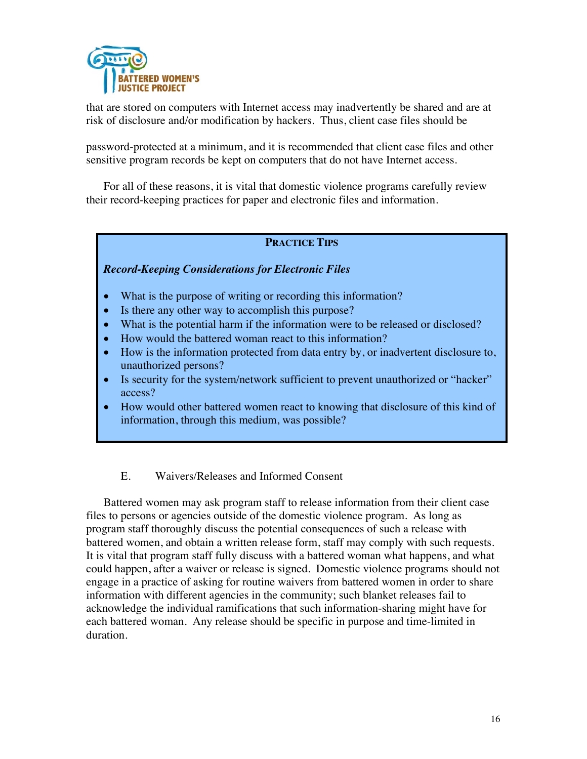that are stored on computers with Internet access may inadvertently be shared and are at risk of disclosure and/or modification by hackers. Thus, client case files should be password-protected at a minimum, and it is recommended that client case files and other sensitive program records be kept on computers that do not have Internet access.

For all of these reasons, it is vital that domestic violence programs carefully review their record-keeping practices for paper and electronic files and information.

> **PRACTICE TIPS**
>
> ***Record-Keeping Considerations for Electronic Files***
>
> - What is the purpose of writing or recording this information?
> - Is there any other way to accomplish this purpose?
> - What is the potential harm if the information were to be released or disclosed?
> - How would the battered woman react to this information?
> - How is the information protected from data entry by, or inadvertent disclosure to, unauthorized persons?
> - Is security for the system/network sufficient to prevent unauthorized or "hacker" access?
> - How would other battered women react to knowing that disclosure of this kind of information, through this medium, was possible?

### E. Waivers/Releases and Informed Consent

Battered women may ask program staff to release information from their client case files to persons or agencies outside of the domestic violence program. As long as program staff thoroughly discuss the potential consequences of such a release with battered women, and obtain a written release form, staff may comply with such requests. It is vital that program staff fully discuss with a battered woman what happens, and what could happen, after a waiver or release is signed. Domestic violence programs should not engage in a practice of asking for routine waivers from battered women in order to share information with different agencies in the community; such blanket releases fail to acknowledge the individual ramifications that such information-sharing might have for each battered woman. Any release should be specific in purpose and time-limited in duration.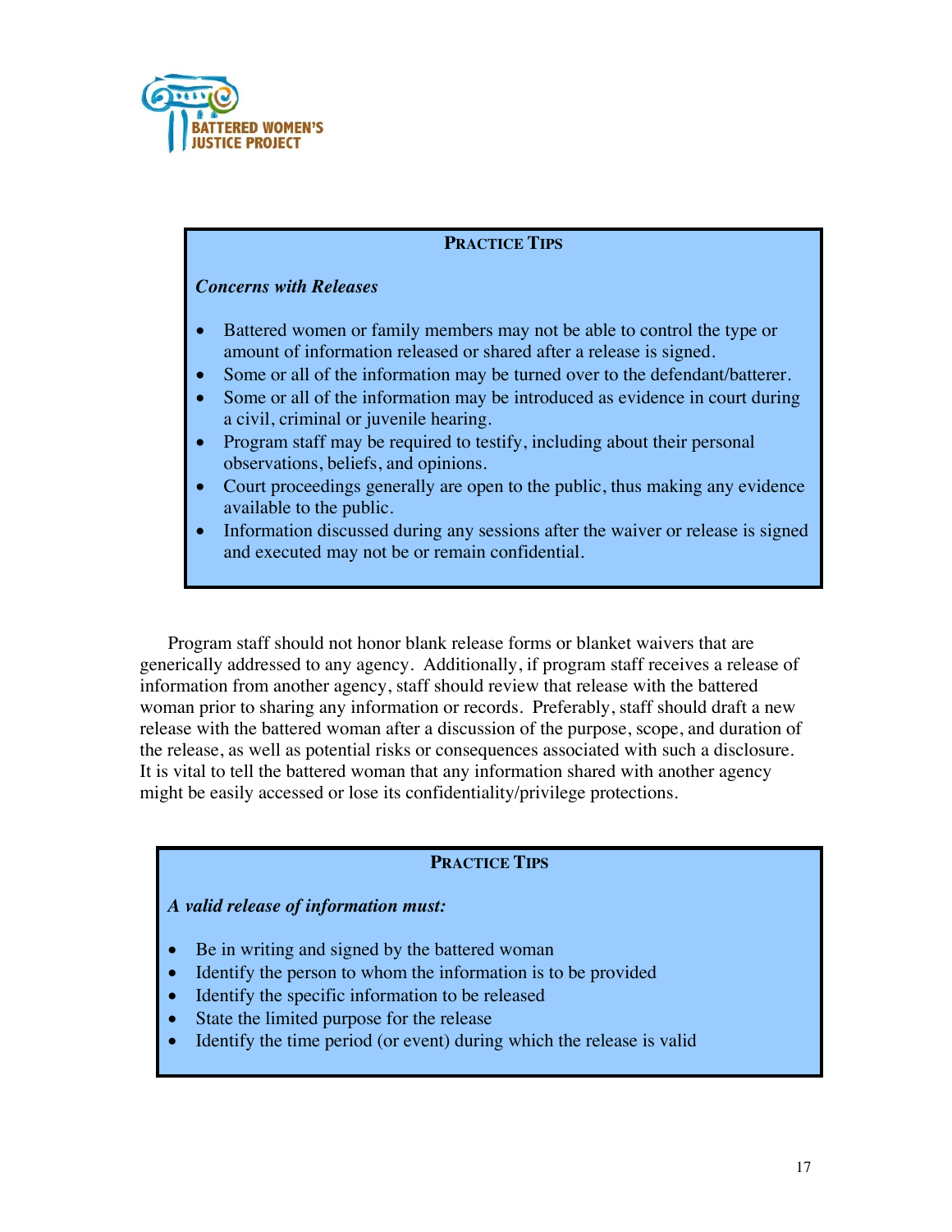### Practice Tips

***Concerns with Releases***

- Battered women or family members may not be able to control the type or amount of information released or shared after a release is signed.
- Some or all of the information may be turned over to the defendant/batterer.
- Some or all of the information may be introduced as evidence in court during a civil, criminal or juvenile hearing.
- Program staff may be required to testify, including about their personal observations, beliefs, and opinions.
- Court proceedings generally are open to the public, thus making any evidence available to the public.
- Information discussed during any sessions after the waiver or release is signed and executed may not be or remain confidential.

Program staff should not honor blank release forms or blanket waivers that are generically addressed to any agency. Additionally, if program staff receives a release of information from another agency, staff should review that release with the battered woman prior to sharing any information or records. Preferably, staff should draft a new release with the battered woman after a discussion of the purpose, scope, and duration of the release, as well as potential risks or consequences associated with such a disclosure. It is vital to tell the battered woman that any information shared with another agency might be easily accessed or lose its confidentiality/privilege protections.

### Practice Tips

***A valid release of information must:***

- Be in writing and signed by the battered woman
- Identify the person to whom the information is to be provided
- Identify the specific information to be released
- State the limited purpose for the release
- Identify the time period (or event) during which the release is valid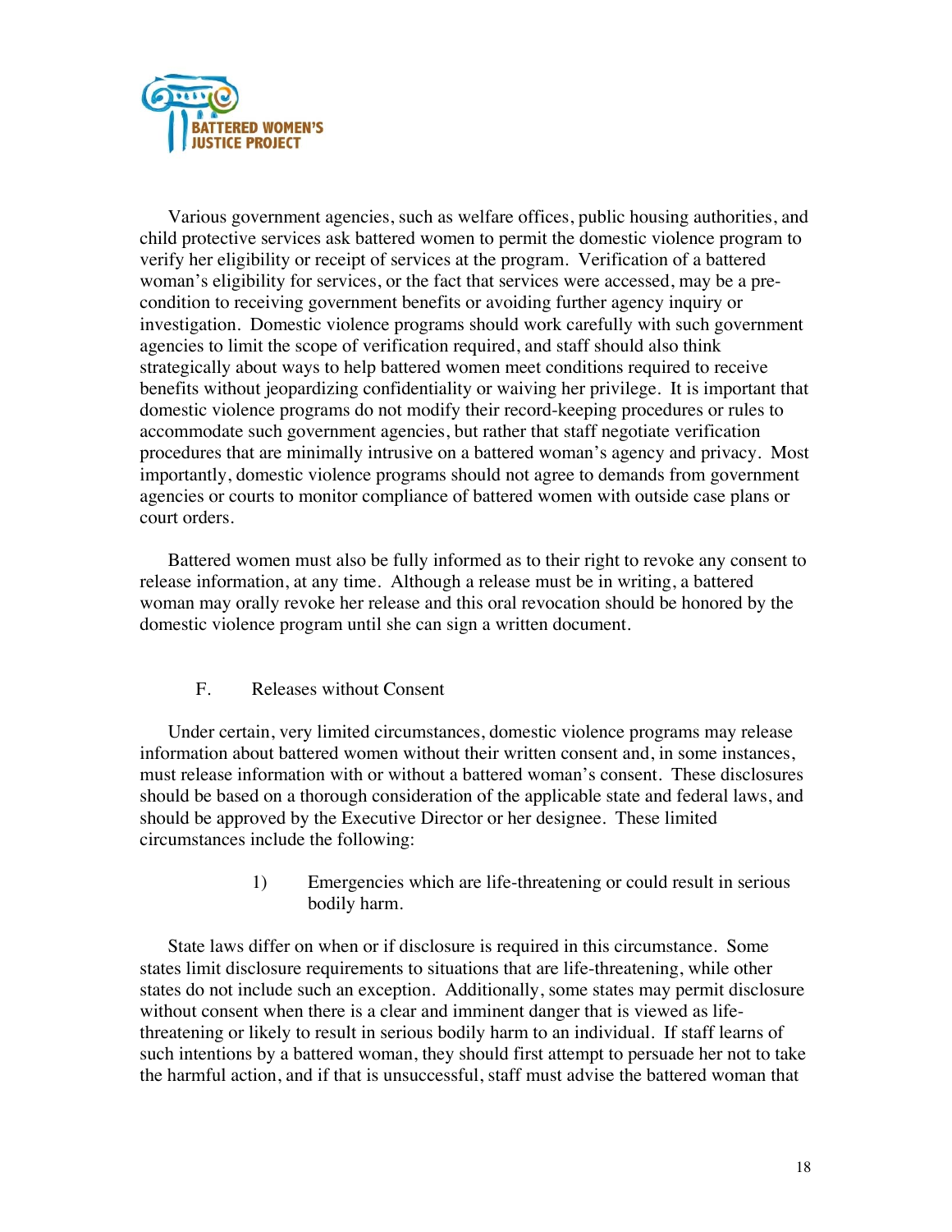Various government agencies, such as welfare offices, public housing authorities, and child protective services ask battered women to permit the domestic violence program to verify her eligibility or receipt of services at the program. Verification of a battered woman's eligibility for services, or the fact that services were accessed, may be a pre-condition to receiving government benefits or avoiding further agency inquiry or investigation. Domestic violence programs should work carefully with such government agencies to limit the scope of verification required, and staff should also think strategically about ways to help battered women meet conditions required to receive benefits without jeopardizing confidentiality or waiving her privilege. It is important that domestic violence programs do not modify their record-keeping procedures or rules to accommodate such government agencies, but rather that staff negotiate verification procedures that are minimally intrusive on a battered woman's agency and privacy. Most importantly, domestic violence programs should not agree to demands from government agencies or courts to monitor compliance of battered women with outside case plans or court orders.

Battered women must also be fully informed as to their right to revoke any consent to release information, at any time. Although a release must be in writing, a battered woman may orally revoke her release and this oral revocation should be honored by the domestic violence program until she can sign a written document.

### F. Releases without Consent

Under certain, very limited circumstances, domestic violence programs may release information about battered women without their written consent and, in some instances, must release information with or without a battered woman's consent. These disclosures should be based on a thorough consideration of the applicable state and federal laws, and should be approved by the Executive Director or her designee. These limited circumstances include the following:

1) Emergencies which are life-threatening or could result in serious bodily harm.

State laws differ on when or if disclosure is required in this circumstance. Some states limit disclosure requirements to situations that are life-threatening, while other states do not include such an exception. Additionally, some states may permit disclosure without consent when there is a clear and imminent danger that is viewed as life-threatening or likely to result in serious bodily harm to an individual. If staff learns of such intentions by a battered woman, they should first attempt to persuade her not to take the harmful action, and if that is unsuccessful, staff must advise the battered woman that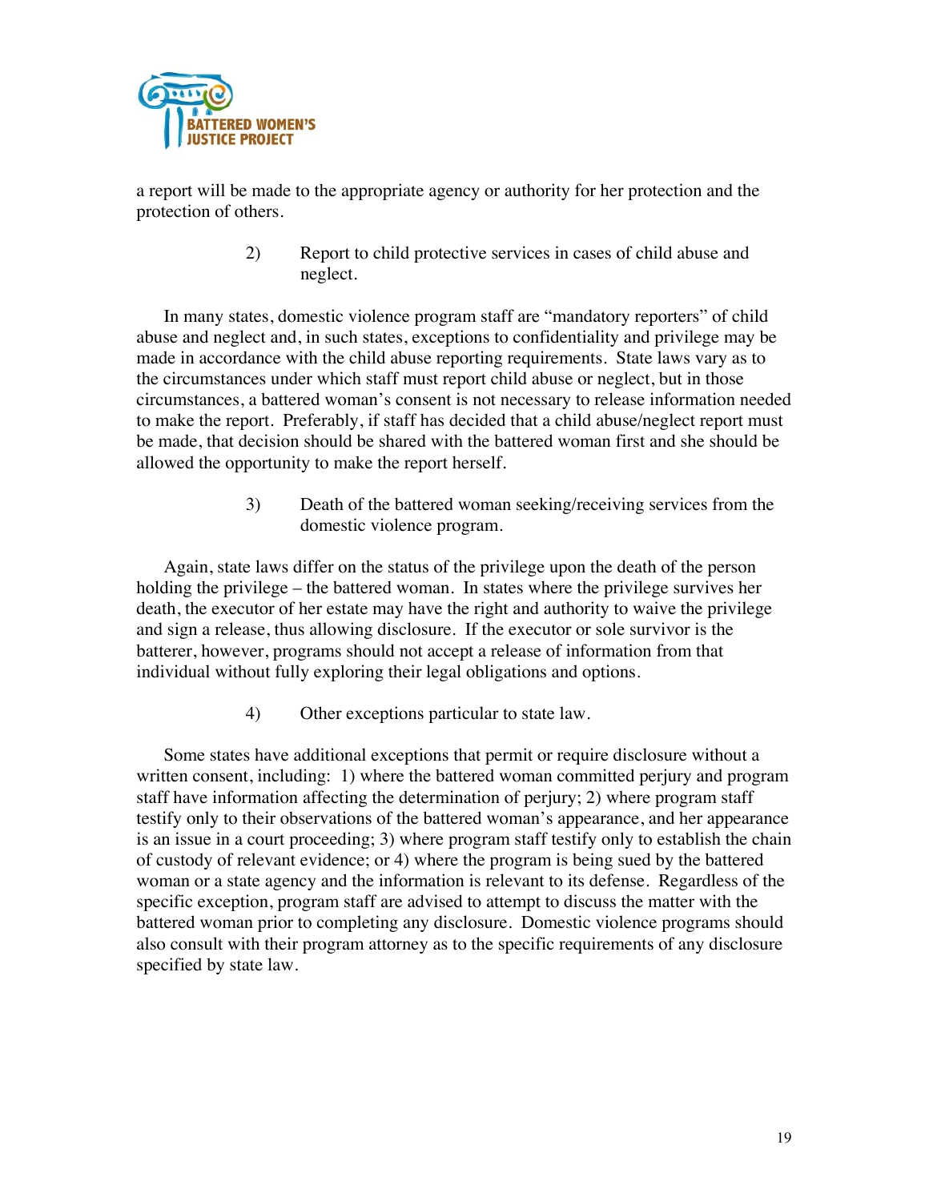a report will be made to the appropriate agency or authority for her protection and the protection of others.

2) Report to child protective services in cases of child abuse and neglect.

In many states, domestic violence program staff are "mandatory reporters" of child abuse and neglect and, in such states, exceptions to confidentiality and privilege may be made in accordance with the child abuse reporting requirements. State laws vary as to the circumstances under which staff must report child abuse or neglect, but in those circumstances, a battered woman's consent is not necessary to release information needed to make the report. Preferably, if staff has decided that a child abuse/neglect report must be made, that decision should be shared with the battered woman first and she should be allowed the opportunity to make the report herself.

3) Death of the battered woman seeking/receiving services from the domestic violence program.

Again, state laws differ on the status of the privilege upon the death of the person holding the privilege – the battered woman. In states where the privilege survives her death, the executor of her estate may have the right and authority to waive the privilege and sign a release, thus allowing disclosure. If the executor or sole survivor is the batterer, however, programs should not accept a release of information from that individual without fully exploring their legal obligations and options.

4) Other exceptions particular to state law.

Some states have additional exceptions that permit or require disclosure without a written consent, including: 1) where the battered woman committed perjury and program staff have information affecting the determination of perjury; 2) where program staff testify only to their observations of the battered woman's appearance, and her appearance is an issue in a court proceeding; 3) where program staff testify only to establish the chain of custody of relevant evidence; or 4) where the program is being sued by the battered woman or a state agency and the information is relevant to its defense. Regardless of the specific exception, program staff are advised to attempt to discuss the matter with the battered woman prior to completing any disclosure. Domestic violence programs should also consult with their program attorney as to the specific requirements of any disclosure specified by state law.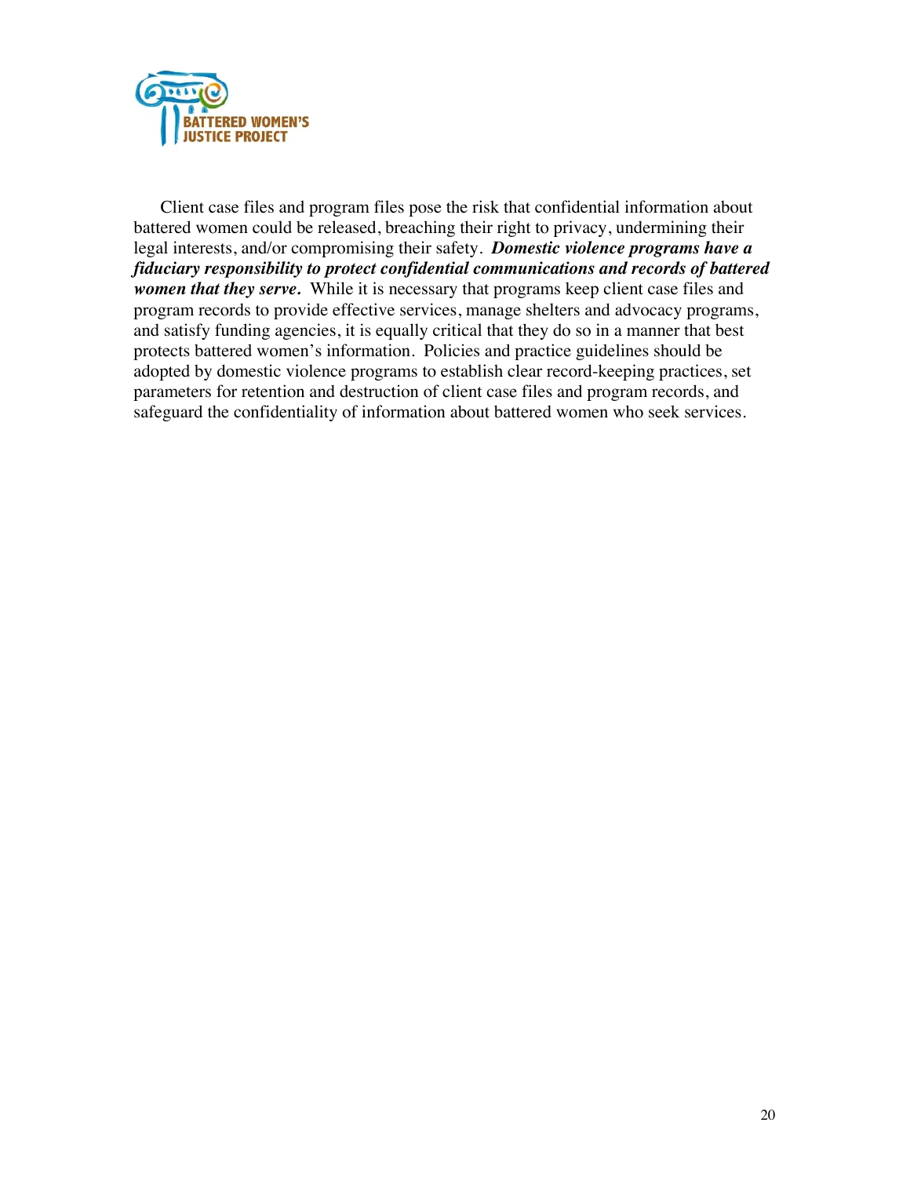Client case files and program files pose the risk that confidential information about battered women could be released, breaching their right to privacy, undermining their legal interests, and/or compromising their safety. ***Domestic violence programs have a fiduciary responsibility to protect confidential communications and records of battered women that they serve.*** While it is necessary that programs keep client case files and program records to provide effective services, manage shelters and advocacy programs, and satisfy funding agencies, it is equally critical that they do so in a manner that best protects battered women's information. Policies and practice guidelines should be adopted by domestic violence programs to establish clear record-keeping practices, set parameters for retention and destruction of client case files and program records, and safeguard the confidentiality of information about battered women who seek services.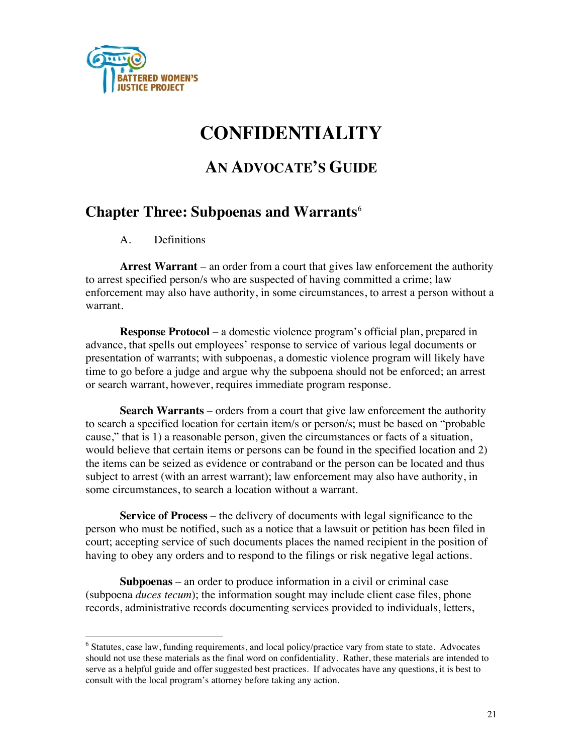# CONFIDENTIALITY

## AN ADVOCATE'S GUIDE

## Chapter Three: Subpoenas and Warrants[6]

A. Definitions

**Arrest Warrant** – an order from a court that gives law enforcement the authority to arrest specified person/s who are suspected of having committed a crime; law enforcement may also have authority, in some circumstances, to arrest a person without a warrant.

**Response Protocol** – a domestic violence program's official plan, prepared in advance, that spells out employees' response to service of various legal documents or presentation of warrants; with subpoenas, a domestic violence program will likely have time to go before a judge and argue why the subpoena should not be enforced; an arrest or search warrant, however, requires immediate program response.

**Search Warrants** – orders from a court that give law enforcement the authority to search a specified location for certain item/s or person/s; must be based on "probable cause," that is 1) a reasonable person, given the circumstances or facts of a situation, would believe that certain items or persons can be found in the specified location and 2) the items can be seized as evidence or contraband or the person can be located and thus subject to arrest (with an arrest warrant); law enforcement may also have authority, in some circumstances, to search a location without a warrant.

**Service of Process** – the delivery of documents with legal significance to the person who must be notified, such as a notice that a lawsuit or petition has been filed in court; accepting service of such documents places the named recipient in the position of having to obey any orders and to respond to the filings or risk negative legal actions.

**Subpoenas** – an order to produce information in a civil or criminal case (subpoena *duces tecum*); the information sought may include client case files, phone records, administrative records documenting services provided to individuals, letters,

---

[6] Statutes, case law, funding requirements, and local policy/practice vary from state to state. Advocates should not use these materials as the final word on confidentiality. Rather, these materials are intended to serve as a helpful guide and offer suggested best practices. If advocates have any questions, it is best to consult with the local program's attorney before taking any action.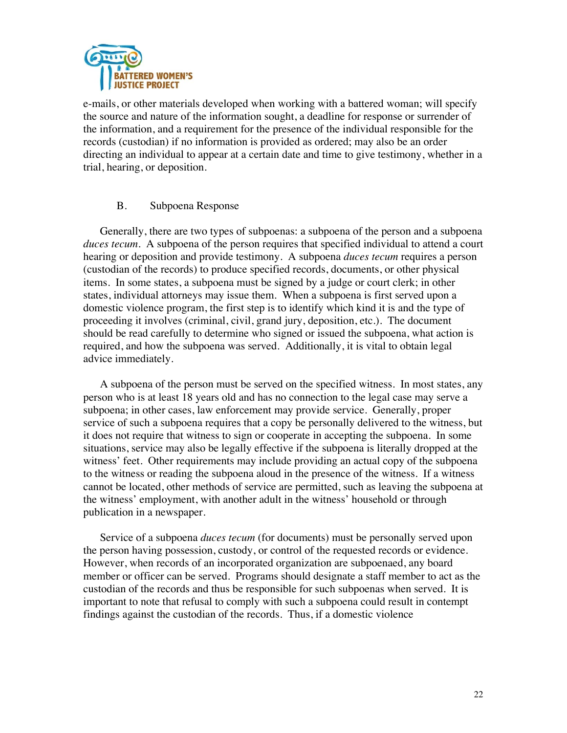e-mails, or other materials developed when working with a battered woman; will specify the source and nature of the information sought, a deadline for response or surrender of the information, and a requirement for the presence of the individual responsible for the records (custodian) if no information is provided as ordered; may also be an order directing an individual to appear at a certain date and time to give testimony, whether in a trial, hearing, or deposition.

### B. Subpoena Response

Generally, there are two types of subpoenas: a subpoena of the person and a subpoena *duces tecum*. A subpoena of the person requires that specified individual to attend a court hearing or deposition and provide testimony. A subpoena *duces tecum* requires a person (custodian of the records) to produce specified records, documents, or other physical items. In some states, a subpoena must be signed by a judge or court clerk; in other states, individual attorneys may issue them. When a subpoena is first served upon a domestic violence program, the first step is to identify which kind it is and the type of proceeding it involves (criminal, civil, grand jury, deposition, etc.). The document should be read carefully to determine who signed or issued the subpoena, what action is required, and how the subpoena was served. Additionally, it is vital to obtain legal advice immediately.

A subpoena of the person must be served on the specified witness. In most states, any person who is at least 18 years old and has no connection to the legal case may serve a subpoena; in other cases, law enforcement may provide service. Generally, proper service of such a subpoena requires that a copy be personally delivered to the witness, but it does not require that witness to sign or cooperate in accepting the subpoena. In some situations, service may also be legally effective if the subpoena is literally dropped at the witness' feet. Other requirements may include providing an actual copy of the subpoena to the witness or reading the subpoena aloud in the presence of the witness. If a witness cannot be located, other methods of service are permitted, such as leaving the subpoena at the witness' employment, with another adult in the witness' household or through publication in a newspaper.

Service of a subpoena *duces tecum* (for documents) must be personally served upon the person having possession, custody, or control of the requested records or evidence. However, when records of an incorporated organization are subpoenaed, any board member or officer can be served. Programs should designate a staff member to act as the custodian of the records and thus be responsible for such subpoenas when served. It is important to note that refusal to comply with such a subpoena could result in contempt findings against the custodian of the records. Thus, if a domestic violence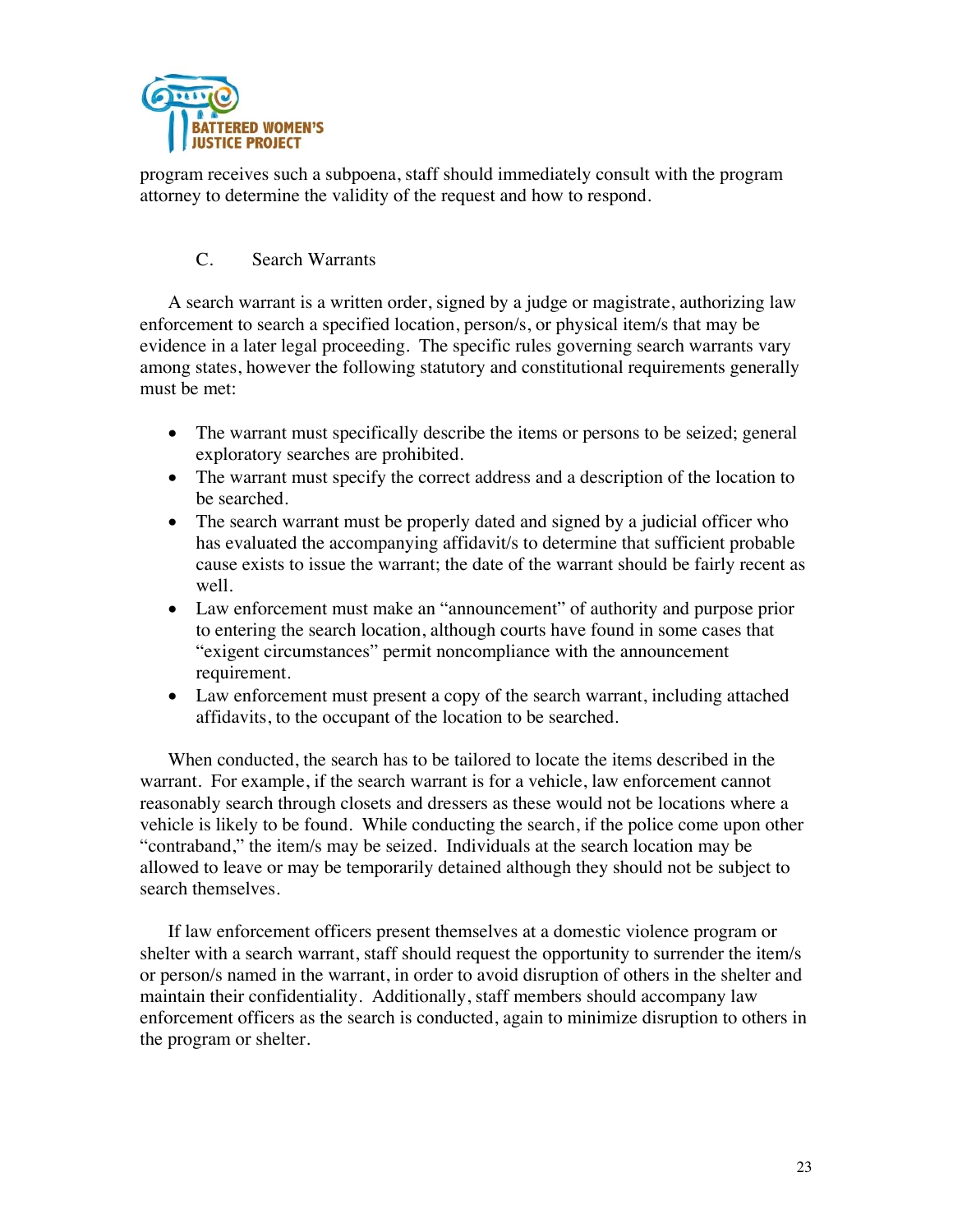program receives such a subpoena, staff should immediately consult with the program attorney to determine the validity of the request and how to respond.

### C. Search Warrants

A search warrant is a written order, signed by a judge or magistrate, authorizing law enforcement to search a specified location, person/s, or physical item/s that may be evidence in a later legal proceeding. The specific rules governing search warrants vary among states, however the following statutory and constitutional requirements generally must be met:

- The warrant must specifically describe the items or persons to be seized; general exploratory searches are prohibited.
- The warrant must specify the correct address and a description of the location to be searched.
- The search warrant must be properly dated and signed by a judicial officer who has evaluated the accompanying affidavit/s to determine that sufficient probable cause exists to issue the warrant; the date of the warrant should be fairly recent as well.
- Law enforcement must make an "announcement" of authority and purpose prior to entering the search location, although courts have found in some cases that "exigent circumstances" permit noncompliance with the announcement requirement.
- Law enforcement must present a copy of the search warrant, including attached affidavits, to the occupant of the location to be searched.

When conducted, the search has to be tailored to locate the items described in the warrant. For example, if the search warrant is for a vehicle, law enforcement cannot reasonably search through closets and dressers as these would not be locations where a vehicle is likely to be found. While conducting the search, if the police come upon other "contraband," the item/s may be seized. Individuals at the search location may be allowed to leave or may be temporarily detained although they should not be subject to search themselves.

If law enforcement officers present themselves at a domestic violence program or shelter with a search warrant, staff should request the opportunity to surrender the item/s or person/s named in the warrant, in order to avoid disruption of others in the shelter and maintain their confidentiality. Additionally, staff members should accompany law enforcement officers as the search is conducted, again to minimize disruption to others in the program or shelter.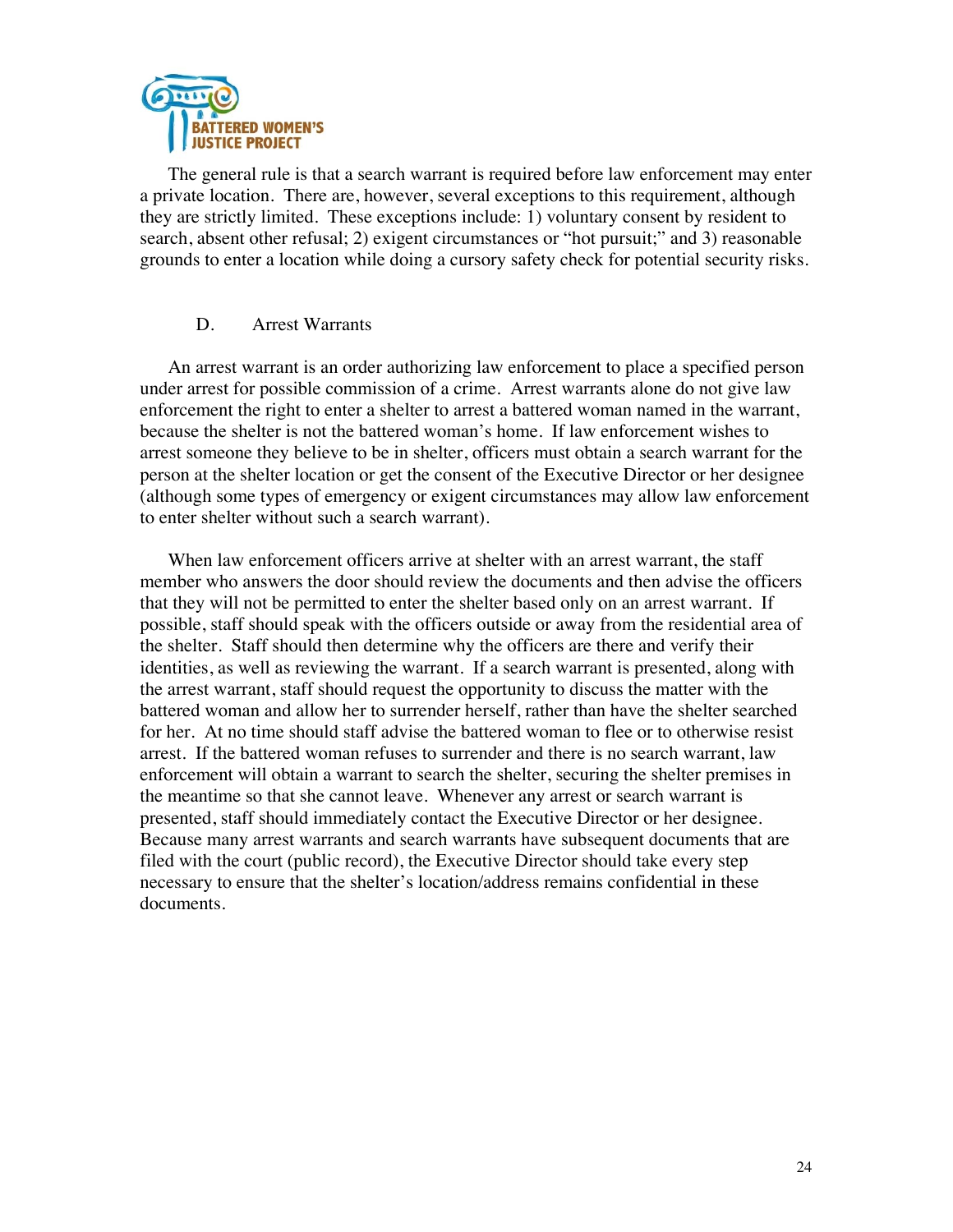The general rule is that a search warrant is required before law enforcement may enter a private location. There are, however, several exceptions to this requirement, although they are strictly limited. These exceptions include: 1) voluntary consent by resident to search, absent other refusal; 2) exigent circumstances or "hot pursuit;" and 3) reasonable grounds to enter a location while doing a cursory safety check for potential security risks.

### D. Arrest Warrants

An arrest warrant is an order authorizing law enforcement to place a specified person under arrest for possible commission of a crime. Arrest warrants alone do not give law enforcement the right to enter a shelter to arrest a battered woman named in the warrant, because the shelter is not the battered woman's home. If law enforcement wishes to arrest someone they believe to be in shelter, officers must obtain a search warrant for the person at the shelter location or get the consent of the Executive Director or her designee (although some types of emergency or exigent circumstances may allow law enforcement to enter shelter without such a search warrant).

When law enforcement officers arrive at shelter with an arrest warrant, the staff member who answers the door should review the documents and then advise the officers that they will not be permitted to enter the shelter based only on an arrest warrant. If possible, staff should speak with the officers outside or away from the residential area of the shelter. Staff should then determine why the officers are there and verify their identities, as well as reviewing the warrant. If a search warrant is presented, along with the arrest warrant, staff should request the opportunity to discuss the matter with the battered woman and allow her to surrender herself, rather than have the shelter searched for her. At no time should staff advise the battered woman to flee or to otherwise resist arrest. If the battered woman refuses to surrender and there is no search warrant, law enforcement will obtain a warrant to search the shelter, securing the shelter premises in the meantime so that she cannot leave. Whenever any arrest or search warrant is presented, staff should immediately contact the Executive Director or her designee. Because many arrest warrants and search warrants have subsequent documents that are filed with the court (public record), the Executive Director should take every step necessary to ensure that the shelter's location/address remains confidential in these documents.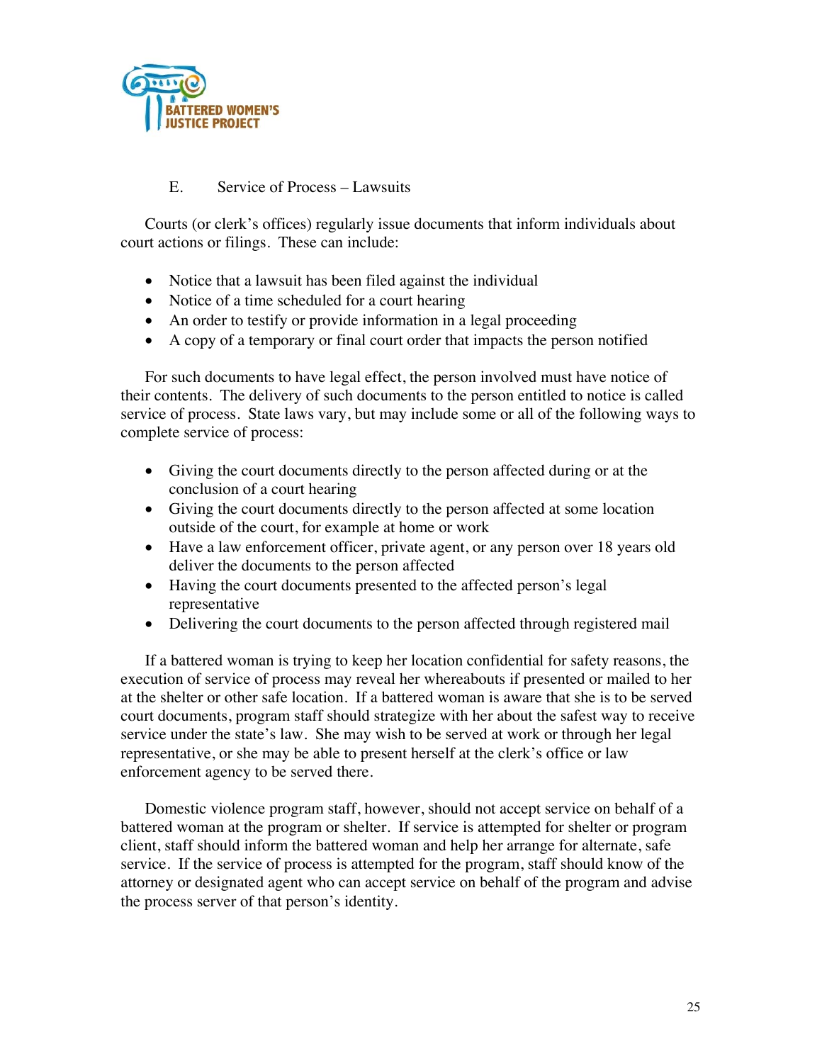### E. Service of Process – Lawsuits

Courts (or clerk's offices) regularly issue documents that inform individuals about court actions or filings. These can include:

- Notice that a lawsuit has been filed against the individual
- Notice of a time scheduled for a court hearing
- An order to testify or provide information in a legal proceeding
- A copy of a temporary or final court order that impacts the person notified

For such documents to have legal effect, the person involved must have notice of their contents. The delivery of such documents to the person entitled to notice is called service of process. State laws vary, but may include some or all of the following ways to complete service of process:

- Giving the court documents directly to the person affected during or at the conclusion of a court hearing
- Giving the court documents directly to the person affected at some location outside of the court, for example at home or work
- Have a law enforcement officer, private agent, or any person over 18 years old deliver the documents to the person affected
- Having the court documents presented to the affected person's legal representative
- Delivering the court documents to the person affected through registered mail

If a battered woman is trying to keep her location confidential for safety reasons, the execution of service of process may reveal her whereabouts if presented or mailed to her at the shelter or other safe location. If a battered woman is aware that she is to be served court documents, program staff should strategize with her about the safest way to receive service under the state's law. She may wish to be served at work or through her legal representative, or she may be able to present herself at the clerk's office or law enforcement agency to be served there.

Domestic violence program staff, however, should not accept service on behalf of a battered woman at the program or shelter. If service is attempted for shelter or program client, staff should inform the battered woman and help her arrange for alternate, safe service. If the service of process is attempted for the program, staff should know of the attorney or designated agent who can accept service on behalf of the program and advise the process server of that person's identity.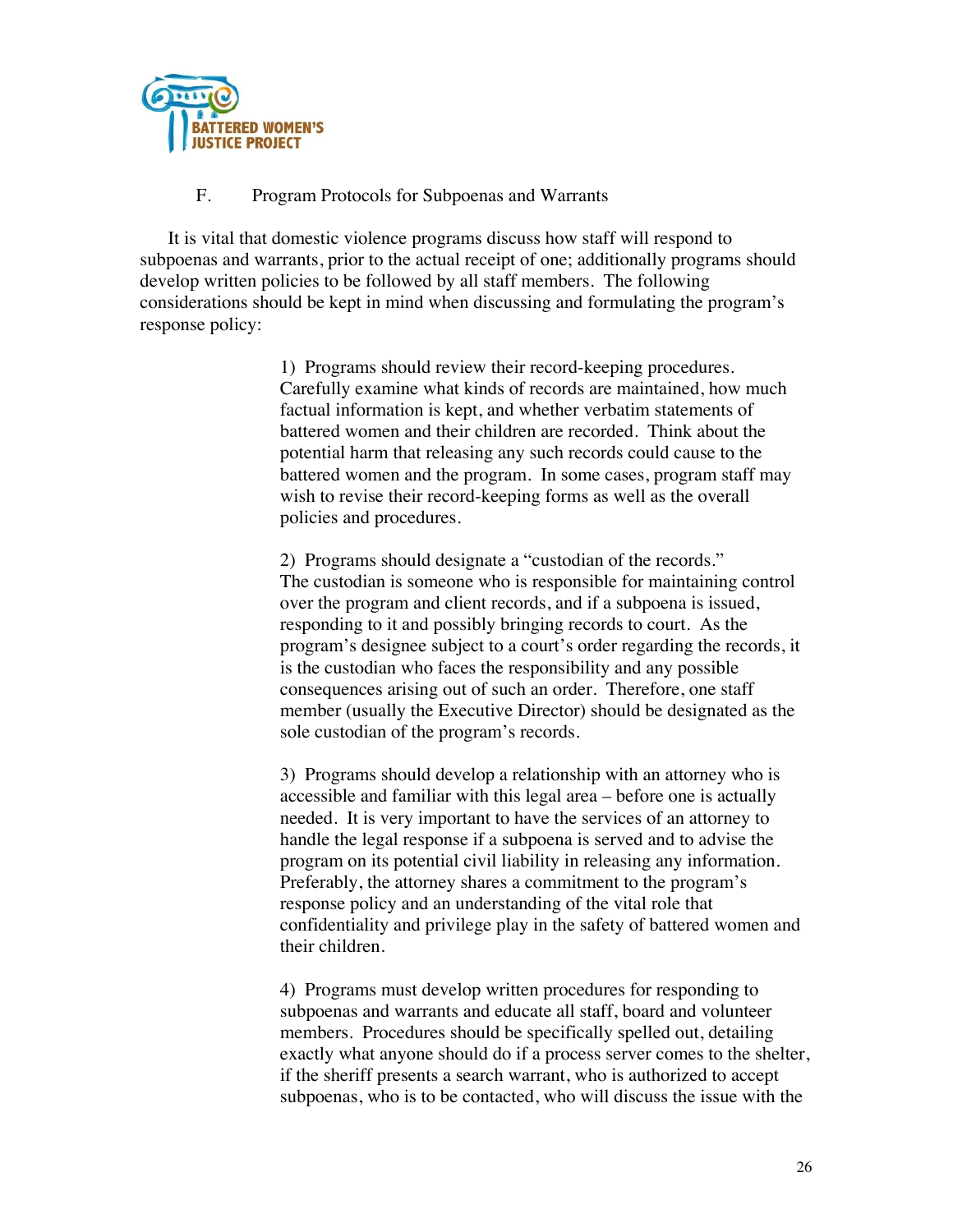### F. Program Protocols for Subpoenas and Warrants

It is vital that domestic violence programs discuss how staff will respond to subpoenas and warrants, prior to the actual receipt of one; additionally programs should develop written policies to be followed by all staff members. The following considerations should be kept in mind when discussing and formulating the program's response policy:

1) Programs should review their record-keeping procedures. Carefully examine what kinds of records are maintained, how much factual information is kept, and whether verbatim statements of battered women and their children are recorded. Think about the potential harm that releasing any such records could cause to the battered women and the program. In some cases, program staff may wish to revise their record-keeping forms as well as the overall policies and procedures.

2) Programs should designate a "custodian of the records." The custodian is someone who is responsible for maintaining control over the program and client records, and if a subpoena is issued, responding to it and possibly bringing records to court. As the program's designee subject to a court's order regarding the records, it is the custodian who faces the responsibility and any possible consequences arising out of such an order. Therefore, one staff member (usually the Executive Director) should be designated as the sole custodian of the program's records.

3) Programs should develop a relationship with an attorney who is accessible and familiar with this legal area – before one is actually needed. It is very important to have the services of an attorney to handle the legal response if a subpoena is served and to advise the program on its potential civil liability in releasing any information. Preferably, the attorney shares a commitment to the program's response policy and an understanding of the vital role that confidentiality and privilege play in the safety of battered women and their children.

4) Programs must develop written procedures for responding to subpoenas and warrants and educate all staff, board and volunteer members. Procedures should be specifically spelled out, detailing exactly what anyone should do if a process server comes to the shelter, if the sheriff presents a search warrant, who is authorized to accept subpoenas, who is to be contacted, who will discuss the issue with the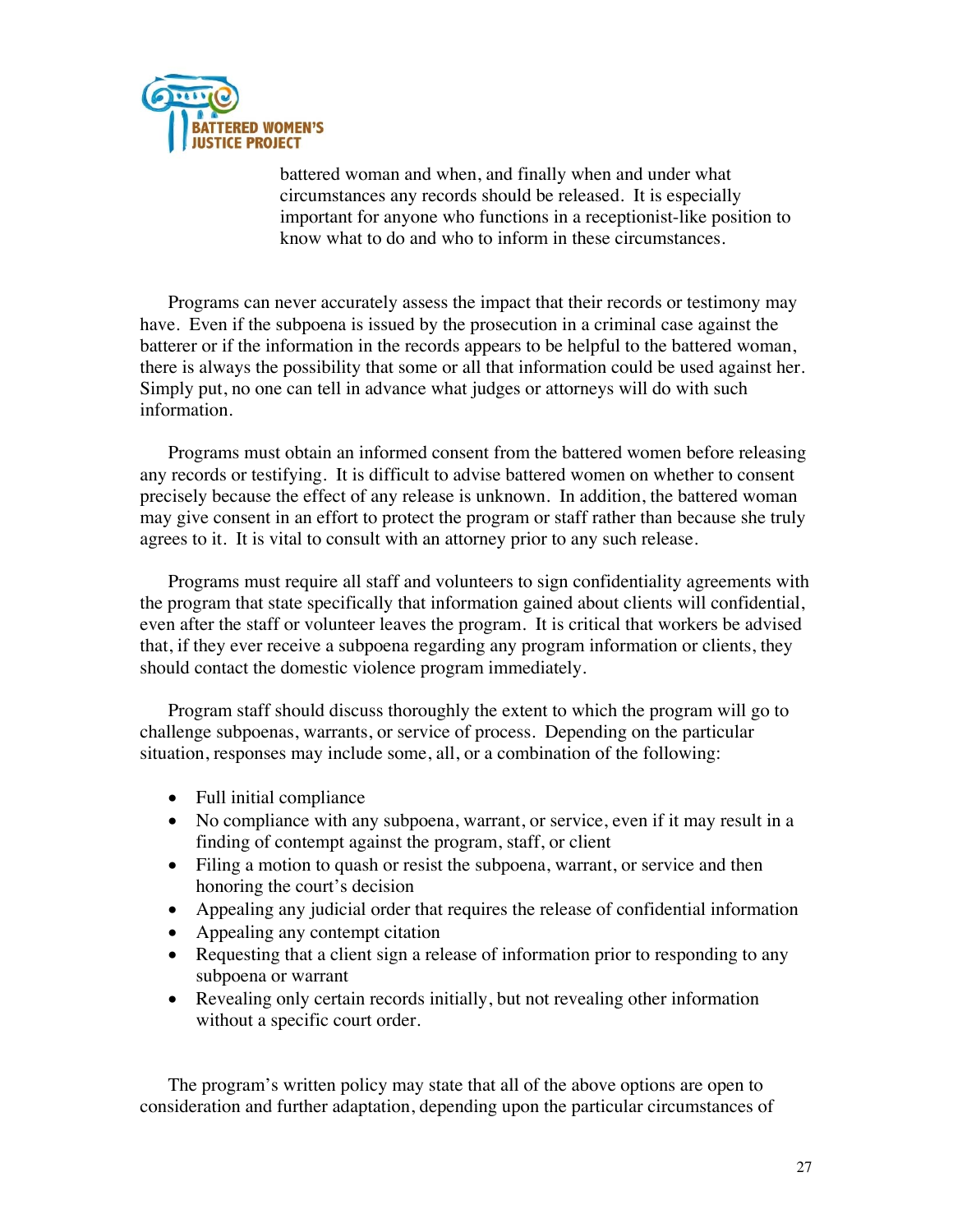battered woman and when, and finally when and under what circumstances any records should be released. It is especially important for anyone who functions in a receptionist-like position to know what to do and who to inform in these circumstances.

Programs can never accurately assess the impact that their records or testimony may have. Even if the subpoena is issued by the prosecution in a criminal case against the batterer or if the information in the records appears to be helpful to the battered woman, there is always the possibility that some or all that information could be used against her. Simply put, no one can tell in advance what judges or attorneys will do with such information.

Programs must obtain an informed consent from the battered women before releasing any records or testifying. It is difficult to advise battered women on whether to consent precisely because the effect of any release is unknown. In addition, the battered woman may give consent in an effort to protect the program or staff rather than because she truly agrees to it. It is vital to consult with an attorney prior to any such release.

Programs must require all staff and volunteers to sign confidentiality agreements with the program that state specifically that information gained about clients will confidential, even after the staff or volunteer leaves the program. It is critical that workers be advised that, if they ever receive a subpoena regarding any program information or clients, they should contact the domestic violence program immediately.

Program staff should discuss thoroughly the extent to which the program will go to challenge subpoenas, warrants, or service of process. Depending on the particular situation, responses may include some, all, or a combination of the following:

- Full initial compliance
- No compliance with any subpoena, warrant, or service, even if it may result in a finding of contempt against the program, staff, or client
- Filing a motion to quash or resist the subpoena, warrant, or service and then honoring the court's decision
- Appealing any judicial order that requires the release of confidential information
- Appealing any contempt citation
- Requesting that a client sign a release of information prior to responding to any subpoena or warrant
- Revealing only certain records initially, but not revealing other information without a specific court order.

The program's written policy may state that all of the above options are open to consideration and further adaptation, depending upon the particular circumstances of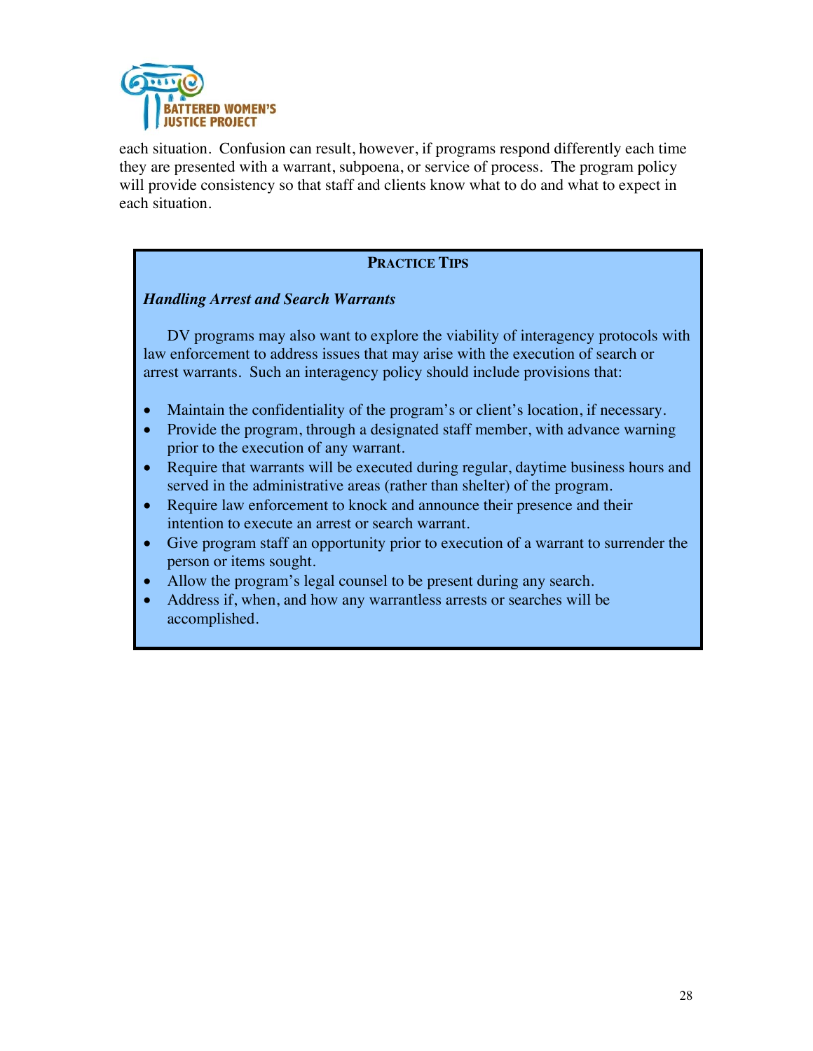each situation. Confusion can result, however, if programs respond differently each time they are presented with a warrant, subpoena, or service of process. The program policy will provide consistency so that staff and clients know what to do and what to expect in each situation.

> **PRACTICE TIPS**
>
> ***Handling Arrest and Search Warrants***
>
> DV programs may also want to explore the viability of interagency protocols with law enforcement to address issues that may arise with the execution of search or arrest warrants. Such an interagency policy should include provisions that:
>
> - Maintain the confidentiality of the program's or client's location, if necessary.
> - Provide the program, through a designated staff member, with advance warning prior to the execution of any warrant.
> - Require that warrants will be executed during regular, daytime business hours and served in the administrative areas (rather than shelter) of the program.
> - Require law enforcement to knock and announce their presence and their intention to execute an arrest or search warrant.
> - Give program staff an opportunity prior to execution of a warrant to surrender the person or items sought.
> - Allow the program's legal counsel to be present during any search.
> - Address if, when, and how any warrantless arrests or searches will be accomplished.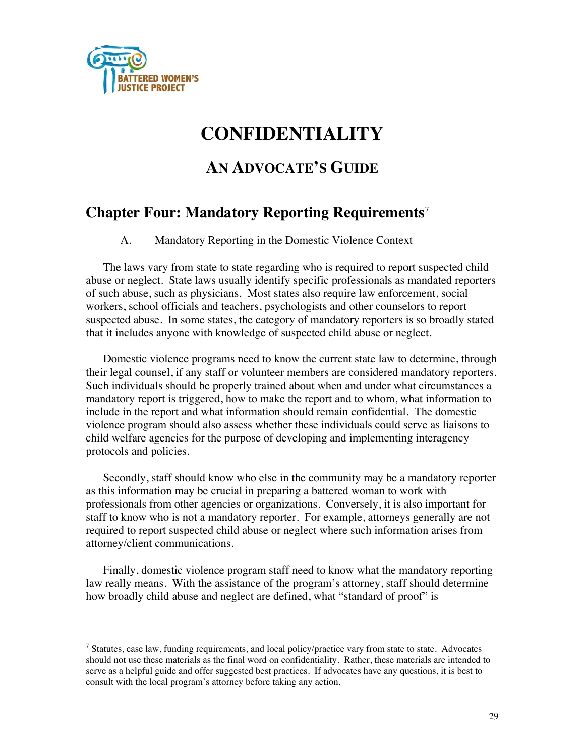BATTERED WOMEN'S JUSTICE PROJECT

# CONFIDENTIALITY

## AN ADVOCATE'S GUIDE

## Chapter Four: Mandatory Reporting Requirements[7]

A. Mandatory Reporting in the Domestic Violence Context

The laws vary from state to state regarding who is required to report suspected child abuse or neglect. State laws usually identify specific professionals as mandated reporters of such abuse, such as physicians. Most states also require law enforcement, social workers, school officials and teachers, psychologists and other counselors to report suspected abuse. In some states, the category of mandatory reporters is so broadly stated that it includes anyone with knowledge of suspected child abuse or neglect.

Domestic violence programs need to know the current state law to determine, through their legal counsel, if any staff or volunteer members are considered mandatory reporters. Such individuals should be properly trained about when and under what circumstances a mandatory report is triggered, how to make the report and to whom, what information to include in the report and what information should remain confidential. The domestic violence program should also assess whether these individuals could serve as liaisons to child welfare agencies for the purpose of developing and implementing interagency protocols and policies.

Secondly, staff should know who else in the community may be a mandatory reporter as this information may be crucial in preparing a battered woman to work with professionals from other agencies or organizations. Conversely, it is also important for staff to know who is not a mandatory reporter. For example, attorneys generally are not required to report suspected child abuse or neglect where such information arises from attorney/client communications.

Finally, domestic violence program staff need to know what the mandatory reporting law really means. With the assistance of the program's attorney, staff should determine how broadly child abuse and neglect are defined, what "standard of proof" is

---

[7] Statutes, case law, funding requirements, and local policy/practice vary from state to state. Advocates should not use these materials as the final word on confidentiality. Rather, these materials are intended to serve as a helpful guide and offer suggested best practices. If advocates have any questions, it is best to consult with the local program's attorney before taking any action.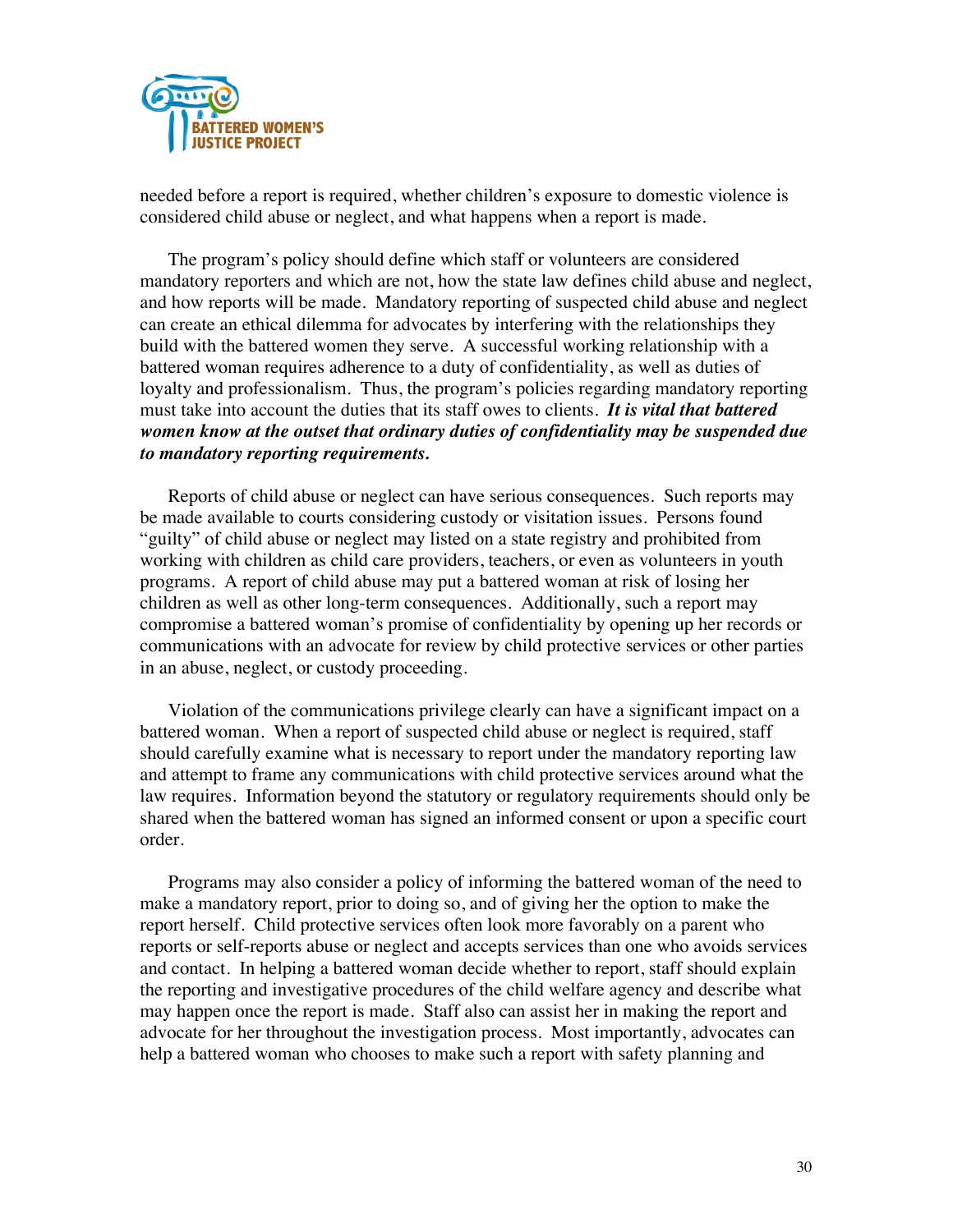needed before a report is required, whether children's exposure to domestic violence is considered child abuse or neglect, and what happens when a report is made.

The program's policy should define which staff or volunteers are considered mandatory reporters and which are not, how the state law defines child abuse and neglect, and how reports will be made. Mandatory reporting of suspected child abuse and neglect can create an ethical dilemma for advocates by interfering with the relationships they build with the battered women they serve. A successful working relationship with a battered woman requires adherence to a duty of confidentiality, as well as duties of loyalty and professionalism. Thus, the program's policies regarding mandatory reporting must take into account the duties that its staff owes to clients. ***It is vital that battered women know at the outset that ordinary duties of confidentiality may be suspended due to mandatory reporting requirements.***

Reports of child abuse or neglect can have serious consequences. Such reports may be made available to courts considering custody or visitation issues. Persons found "guilty" of child abuse or neglect may listed on a state registry and prohibited from working with children as child care providers, teachers, or even as volunteers in youth programs. A report of child abuse may put a battered woman at risk of losing her children as well as other long-term consequences. Additionally, such a report may compromise a battered woman's promise of confidentiality by opening up her records or communications with an advocate for review by child protective services or other parties in an abuse, neglect, or custody proceeding.

Violation of the communications privilege clearly can have a significant impact on a battered woman. When a report of suspected child abuse or neglect is required, staff should carefully examine what is necessary to report under the mandatory reporting law and attempt to frame any communications with child protective services around what the law requires. Information beyond the statutory or regulatory requirements should only be shared when the battered woman has signed an informed consent or upon a specific court order.

Programs may also consider a policy of informing the battered woman of the need to make a mandatory report, prior to doing so, and of giving her the option to make the report herself. Child protective services often look more favorably on a parent who reports or self-reports abuse or neglect and accepts services than one who avoids services and contact. In helping a battered woman decide whether to report, staff should explain the reporting and investigative procedures of the child welfare agency and describe what may happen once the report is made. Staff also can assist her in making the report and advocate for her throughout the investigation process. Most importantly, advocates can help a battered woman who chooses to make such a report with safety planning and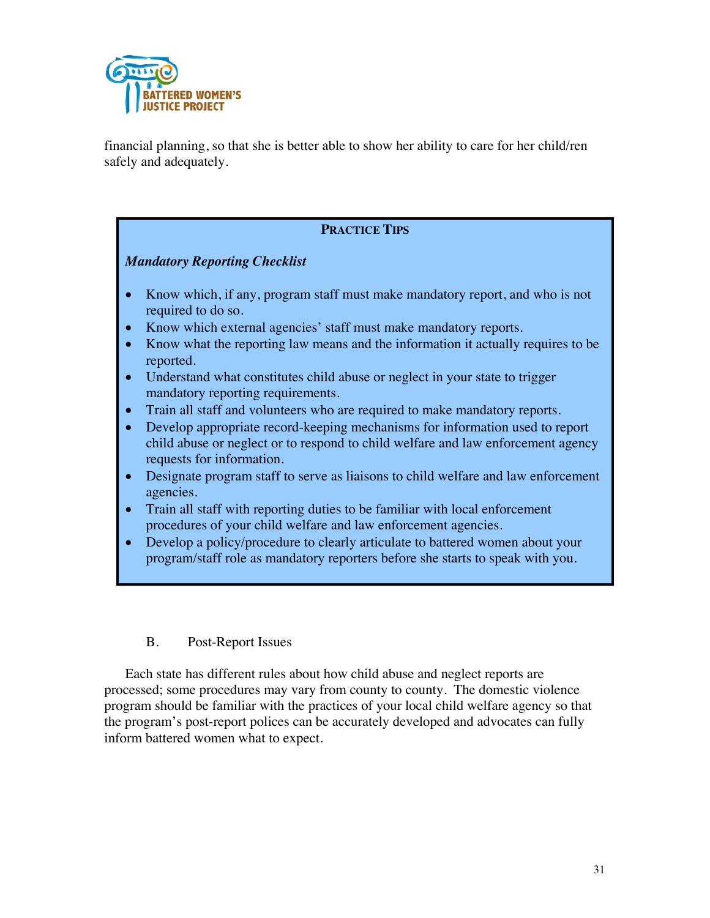financial planning, so that she is better able to show her ability to care for her child/ren safely and adequately.

**PRACTICE TIPS**

***Mandatory Reporting Checklist***

- Know which, if any, program staff must make mandatory report, and who is not required to do so.
- Know which external agencies' staff must make mandatory reports.
- Know what the reporting law means and the information it actually requires to be reported.
- Understand what constitutes child abuse or neglect in your state to trigger mandatory reporting requirements.
- Train all staff and volunteers who are required to make mandatory reports.
- Develop appropriate record-keeping mechanisms for information used to report child abuse or neglect or to respond to child welfare and law enforcement agency requests for information.
- Designate program staff to serve as liaisons to child welfare and law enforcement agencies.
- Train all staff with reporting duties to be familiar with local enforcement procedures of your child welfare and law enforcement agencies.
- Develop a policy/procedure to clearly articulate to battered women about your program/staff role as mandatory reporters before she starts to speak with you.

### B. Post-Report Issues

Each state has different rules about how child abuse and neglect reports are processed; some procedures may vary from county to county. The domestic violence program should be familiar with the practices of your local child welfare agency so that the program's post-report polices can be accurately developed and advocates can fully inform battered women what to expect.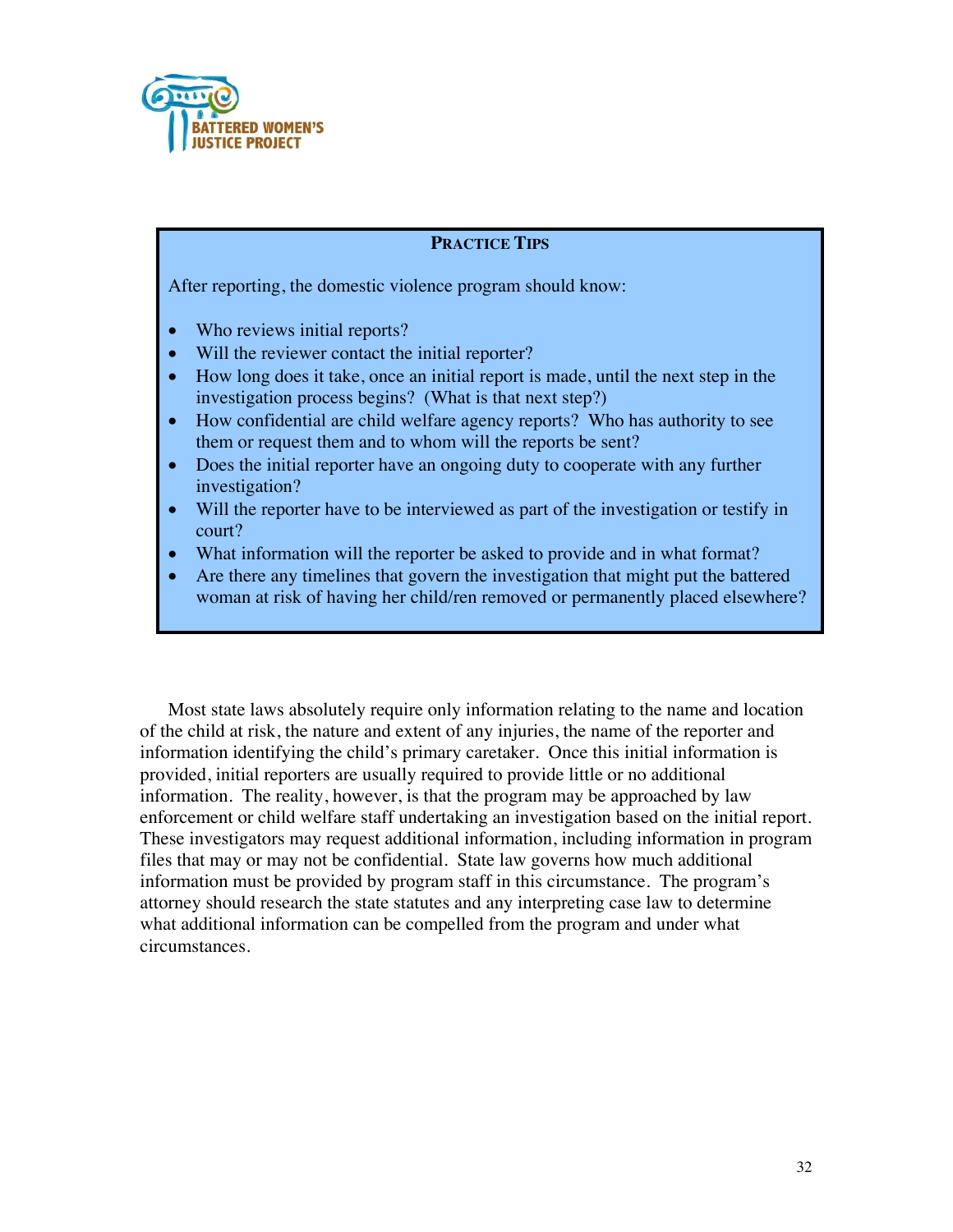**PRACTICE TIPS**

After reporting, the domestic violence program should know:

- Who reviews initial reports?
- Will the reviewer contact the initial reporter?
- How long does it take, once an initial report is made, until the next step in the investigation process begins? (What is that next step?)
- How confidential are child welfare agency reports? Who has authority to see them or request them and to whom will the reports be sent?
- Does the initial reporter have an ongoing duty to cooperate with any further investigation?
- Will the reporter have to be interviewed as part of the investigation or testify in court?
- What information will the reporter be asked to provide and in what format?
- Are there any timelines that govern the investigation that might put the battered woman at risk of having her child/ren removed or permanently placed elsewhere?

Most state laws absolutely require only information relating to the name and location of the child at risk, the nature and extent of any injuries, the name of the reporter and information identifying the child's primary caretaker. Once this initial information is provided, initial reporters are usually required to provide little or no additional information. The reality, however, is that the program may be approached by law enforcement or child welfare staff undertaking an investigation based on the initial report. These investigators may request additional information, including information in program files that may or may not be confidential. State law governs how much additional information must be provided by program staff in this circumstance. The program's attorney should research the state statutes and any interpreting case law to determine what additional information can be compelled from the program and under what circumstances.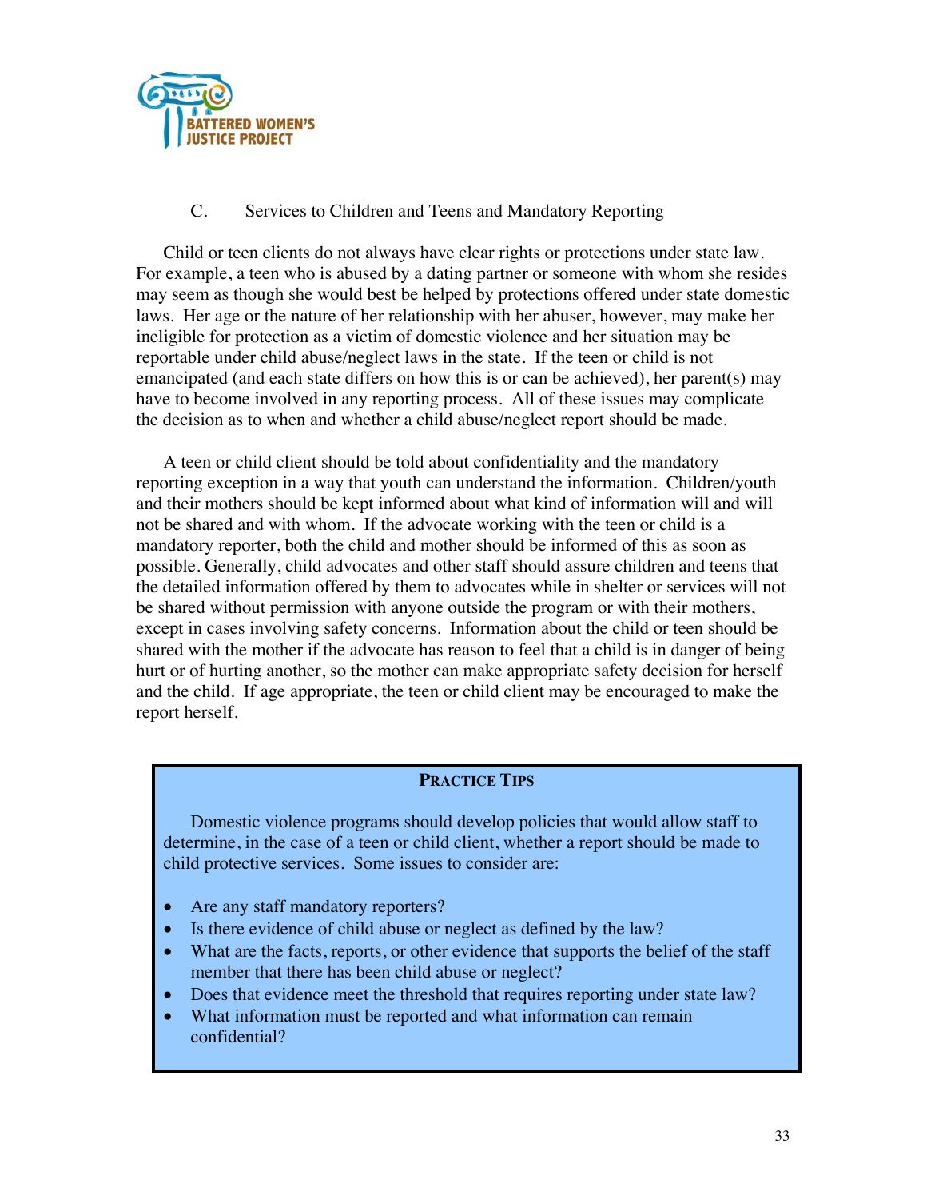### C. Services to Children and Teens and Mandatory Reporting

Child or teen clients do not always have clear rights or protections under state law. For example, a teen who is abused by a dating partner or someone with whom she resides may seem as though she would best be helped by protections offered under state domestic laws. Her age or the nature of her relationship with her abuser, however, may make her ineligible for protection as a victim of domestic violence and her situation may be reportable under child abuse/neglect laws in the state. If the teen or child is not emancipated (and each state differs on how this is or can be achieved), her parent(s) may have to become involved in any reporting process. All of these issues may complicate the decision as to when and whether a child abuse/neglect report should be made.

A teen or child client should be told about confidentiality and the mandatory reporting exception in a way that youth can understand the information. Children/youth and their mothers should be kept informed about what kind of information will and will not be shared and with whom. If the advocate working with the teen or child is a mandatory reporter, both the child and mother should be informed of this as soon as possible. Generally, child advocates and other staff should assure children and teens that the detailed information offered by them to advocates while in shelter or services will not be shared without permission with anyone outside the program or with their mothers, except in cases involving safety concerns. Information about the child or teen should be shared with the mother if the advocate has reason to feel that a child is in danger of being hurt or of hurting another, so the mother can make appropriate safety decision for herself and the child. If age appropriate, the teen or child client may be encouraged to make the report herself.

**PRACTICE TIPS**

Domestic violence programs should develop policies that would allow staff to determine, in the case of a teen or child client, whether a report should be made to child protective services. Some issues to consider are:

- Are any staff mandatory reporters?
- Is there evidence of child abuse or neglect as defined by the law?
- What are the facts, reports, or other evidence that supports the belief of the staff member that there has been child abuse or neglect?
- Does that evidence meet the threshold that requires reporting under state law?
- What information must be reported and what information can remain confidential?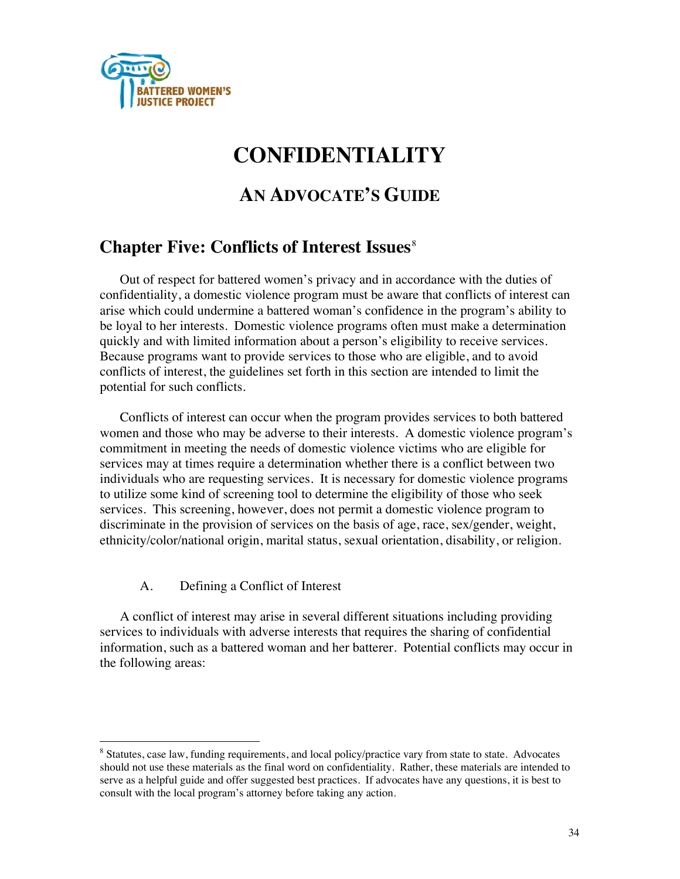BATTERED WOMEN'S JUSTICE PROJECT

# CONFIDENTIALITY

## AN ADVOCATE'S GUIDE

## Chapter Five: Conflicts of Interest Issues[8]

Out of respect for battered women's privacy and in accordance with the duties of confidentiality, a domestic violence program must be aware that conflicts of interest can arise which could undermine a battered woman's confidence in the program's ability to be loyal to her interests. Domestic violence programs often must make a determination quickly and with limited information about a person's eligibility to receive services. Because programs want to provide services to those who are eligible, and to avoid conflicts of interest, the guidelines set forth in this section are intended to limit the potential for such conflicts.

Conflicts of interest can occur when the program provides services to both battered women and those who may be adverse to their interests. A domestic violence program's commitment in meeting the needs of domestic violence victims who are eligible for services may at times require a determination whether there is a conflict between two individuals who are requesting services. It is necessary for domestic violence programs to utilize some kind of screening tool to determine the eligibility of those who seek services. This screening, however, does not permit a domestic violence program to discriminate in the provision of services on the basis of age, race, sex/gender, weight, ethnicity/color/national origin, marital status, sexual orientation, disability, or religion.

### A. Defining a Conflict of Interest

A conflict of interest may arise in several different situations including providing services to individuals with adverse interests that requires the sharing of confidential information, such as a battered woman and her batterer. Potential conflicts may occur in the following areas:

---

[8] Statutes, case law, funding requirements, and local policy/practice vary from state to state. Advocates should not use these materials as the final word on confidentiality. Rather, these materials are intended to serve as a helpful guide and offer suggested best practices. If advocates have any questions, it is best to consult with the local program's attorney before taking any action.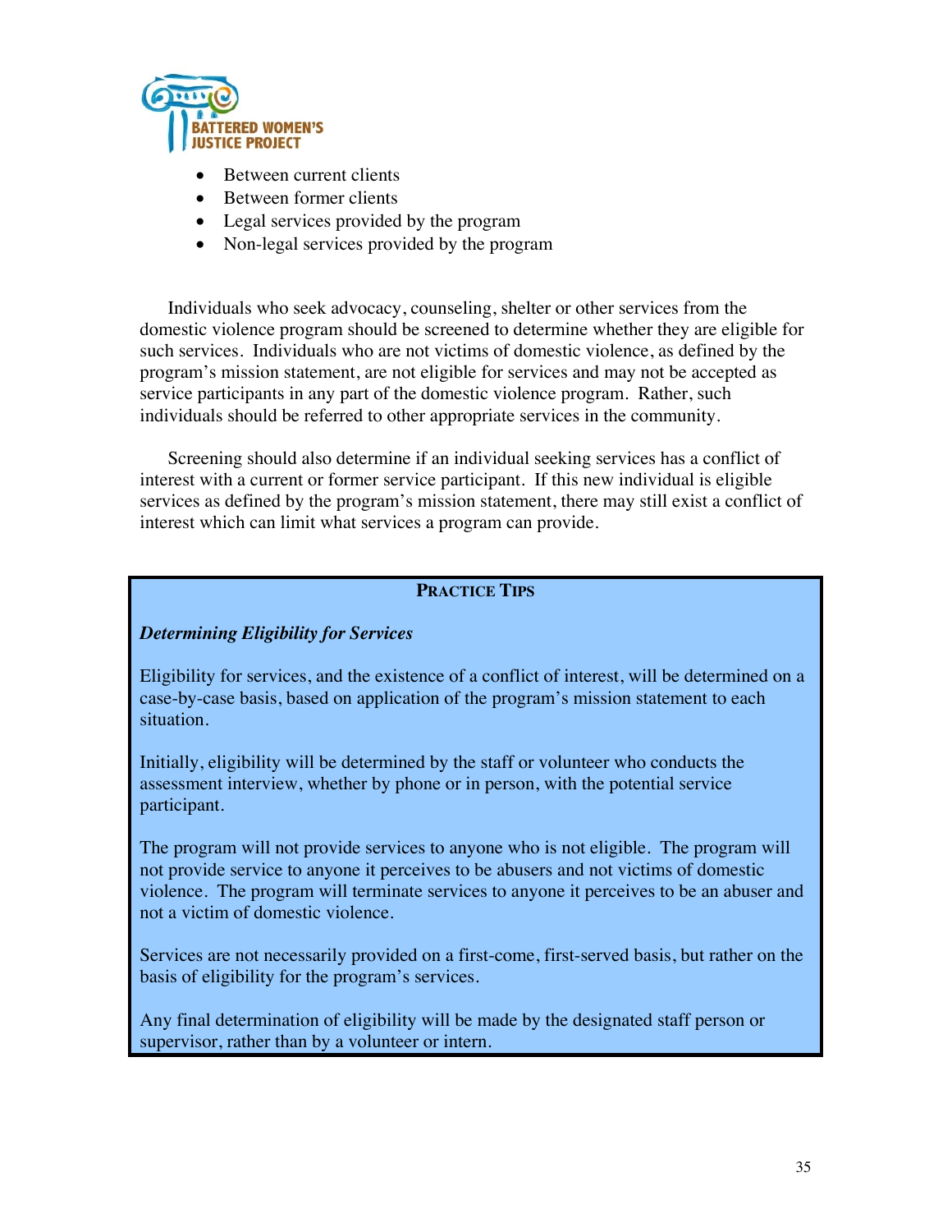- Between current clients
- Between former clients
- Legal services provided by the program
- Non-legal services provided by the program

Individuals who seek advocacy, counseling, shelter or other services from the domestic violence program should be screened to determine whether they are eligible for such services. Individuals who are not victims of domestic violence, as defined by the program's mission statement, are not eligible for services and may not be accepted as service participants in any part of the domestic violence program. Rather, such individuals should be referred to other appropriate services in the community.

Screening should also determine if an individual seeking services has a conflict of interest with a current or former service participant. If this new individual is eligible services as defined by the program's mission statement, there may still exist a conflict of interest which can limit what services a program can provide.

**PRACTICE TIPS**

***Determining Eligibility for Services***

Eligibility for services, and the existence of a conflict of interest, will be determined on a case-by-case basis, based on application of the program's mission statement to each situation.

Initially, eligibility will be determined by the staff or volunteer who conducts the assessment interview, whether by phone or in person, with the potential service participant.

The program will not provide services to anyone who is not eligible. The program will not provide service to anyone it perceives to be abusers and not victims of domestic violence. The program will terminate services to anyone it perceives to be an abuser and not a victim of domestic violence.

Services are not necessarily provided on a first-come, first-served basis, but rather on the basis of eligibility for the program's services.

Any final determination of eligibility will be made by the designated staff person or supervisor, rather than by a volunteer or intern.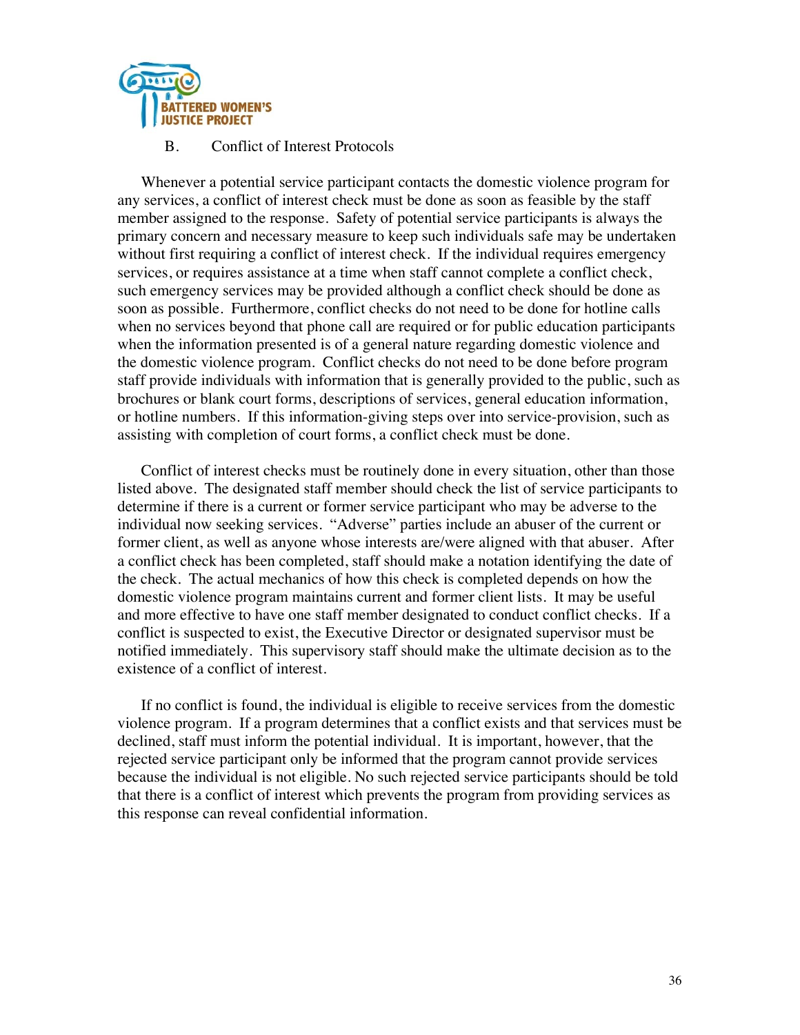### B. Conflict of Interest Protocols

Whenever a potential service participant contacts the domestic violence program for any services, a conflict of interest check must be done as soon as feasible by the staff member assigned to the response. Safety of potential service participants is always the primary concern and necessary measure to keep such individuals safe may be undertaken without first requiring a conflict of interest check. If the individual requires emergency services, or requires assistance at a time when staff cannot complete a conflict check, such emergency services may be provided although a conflict check should be done as soon as possible. Furthermore, conflict checks do not need to be done for hotline calls when no services beyond that phone call are required or for public education participants when the information presented is of a general nature regarding domestic violence and the domestic violence program. Conflict checks do not need to be done before program staff provide individuals with information that is generally provided to the public, such as brochures or blank court forms, descriptions of services, general education information, or hotline numbers. If this information-giving steps over into service-provision, such as assisting with completion of court forms, a conflict check must be done.

Conflict of interest checks must be routinely done in every situation, other than those listed above. The designated staff member should check the list of service participants to determine if there is a current or former service participant who may be adverse to the individual now seeking services. "Adverse" parties include an abuser of the current or former client, as well as anyone whose interests are/were aligned with that abuser. After a conflict check has been completed, staff should make a notation identifying the date of the check. The actual mechanics of how this check is completed depends on how the domestic violence program maintains current and former client lists. It may be useful and more effective to have one staff member designated to conduct conflict checks. If a conflict is suspected to exist, the Executive Director or designated supervisor must be notified immediately. This supervisory staff should make the ultimate decision as to the existence of a conflict of interest.

If no conflict is found, the individual is eligible to receive services from the domestic violence program. If a program determines that a conflict exists and that services must be declined, staff must inform the potential individual. It is important, however, that the rejected service participant only be informed that the program cannot provide services because the individual is not eligible. No such rejected service participants should be told that there is a conflict of interest which prevents the program from providing services as this response can reveal confidential information.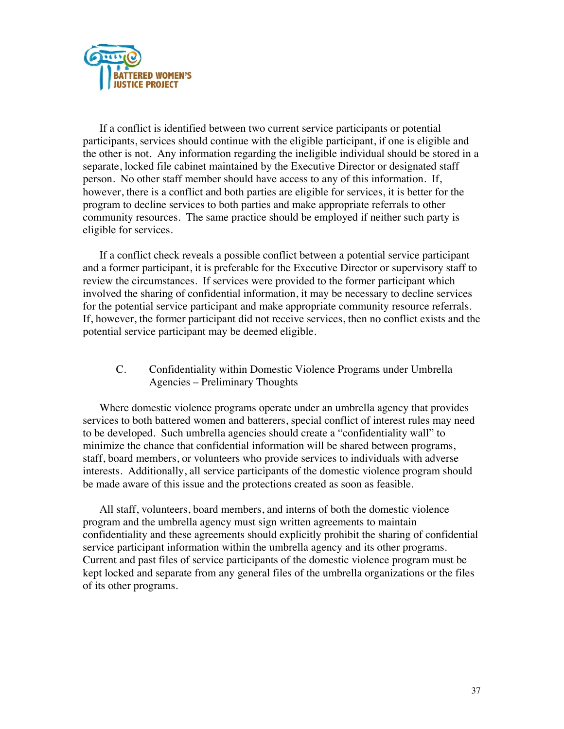If a conflict is identified between two current service participants or potential participants, services should continue with the eligible participant, if one is eligible and the other is not. Any information regarding the ineligible individual should be stored in a separate, locked file cabinet maintained by the Executive Director or designated staff person. No other staff member should have access to any of this information. If, however, there is a conflict and both parties are eligible for services, it is better for the program to decline services to both parties and make appropriate referrals to other community resources. The same practice should be employed if neither such party is eligible for services.

If a conflict check reveals a possible conflict between a potential service participant and a former participant, it is preferable for the Executive Director or supervisory staff to review the circumstances. If services were provided to the former participant which involved the sharing of confidential information, it may be necessary to decline services for the potential service participant and make appropriate community resource referrals. If, however, the former participant did not receive services, then no conflict exists and the potential service participant may be deemed eligible.

### C. Confidentiality within Domestic Violence Programs under Umbrella Agencies – Preliminary Thoughts

Where domestic violence programs operate under an umbrella agency that provides services to both battered women and batterers, special conflict of interest rules may need to be developed. Such umbrella agencies should create a "confidentiality wall" to minimize the chance that confidential information will be shared between programs, staff, board members, or volunteers who provide services to individuals with adverse interests. Additionally, all service participants of the domestic violence program should be made aware of this issue and the protections created as soon as feasible.

All staff, volunteers, board members, and interns of both the domestic violence program and the umbrella agency must sign written agreements to maintain confidentiality and these agreements should explicitly prohibit the sharing of confidential service participant information within the umbrella agency and its other programs. Current and past files of service participants of the domestic violence program must be kept locked and separate from any general files of the umbrella organizations or the files of its other programs.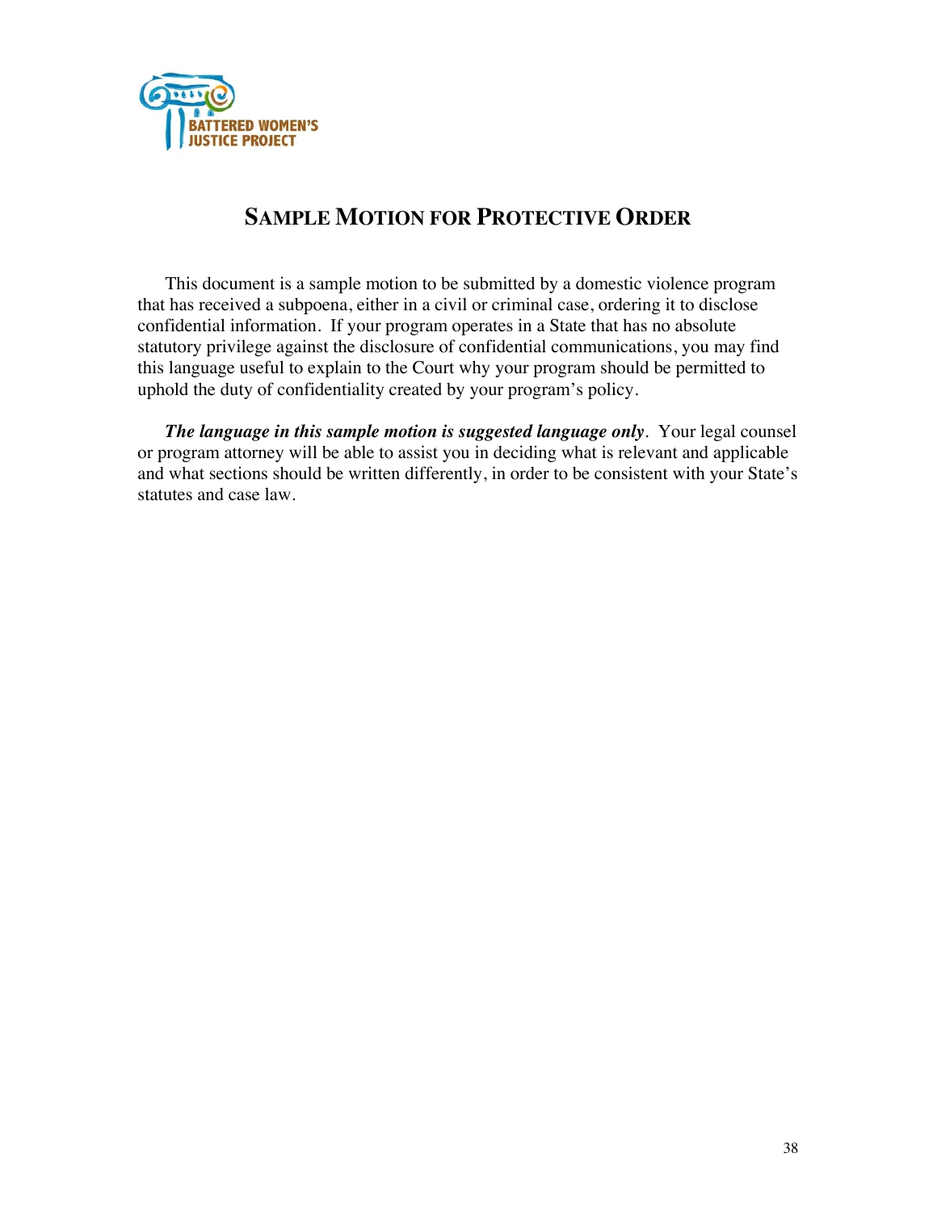# Sample Motion for Protective Order

This document is a sample motion to be submitted by a domestic violence program that has received a subpoena, either in a civil or criminal case, ordering it to disclose confidential information. If your program operates in a State that has no absolute statutory privilege against the disclosure of confidential communications, you may find this language useful to explain to the Court why your program should be permitted to uphold the duty of confidentiality created by your program's policy.

***The language in this sample motion is suggested language only***. Your legal counsel or program attorney will be able to assist you in deciding what is relevant and applicable and what sections should be written differently, in order to be consistent with your State's statutes and case law.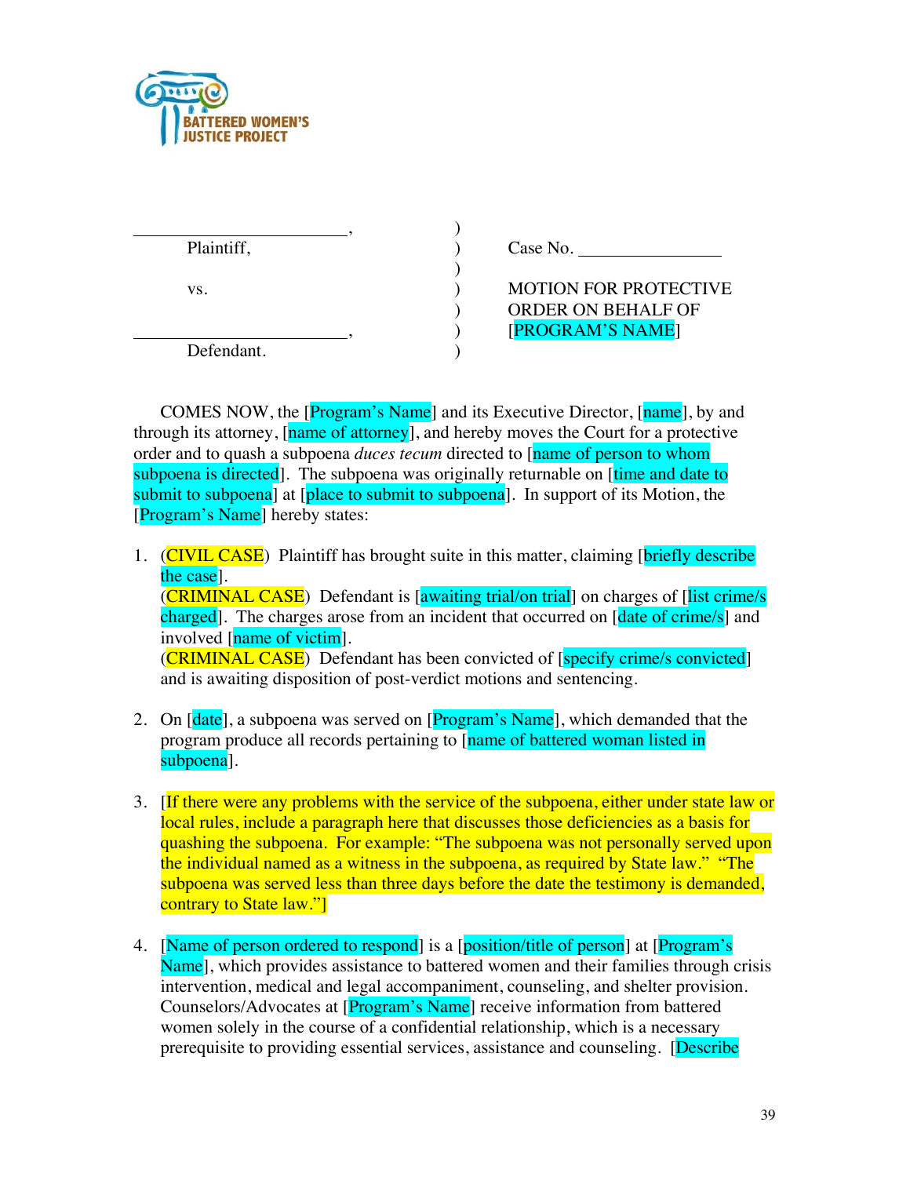BATTERED WOMEN'S JUSTICE PROJECT

| | | |
|---|---|---|
| ________________________, | ) | |
| Plaintiff, | ) | Case No. ________________ |
| | ) | |
| vs. | ) | MOTION FOR PROTECTIVE |
| | ) | ORDER ON BEHALF OF |
| ________________________, | ) | [PROGRAM'S NAME] |
| Defendant. | ) | |

COMES NOW, the [Program's Name] and its Executive Director, [name], by and through its attorney, [name of attorney], and hereby moves the Court for a protective order and to quash a subpoena *duces tecum* directed to [name of person to whom subpoena is directed]. The subpoena was originally returnable on [time and date to submit to subpoena] at [place to submit to subpoena]. In support of its Motion, the [Program's Name] hereby states:

1. (CIVIL CASE) Plaintiff has brought suite in this matter, claiming [briefly describe the case].
   (CRIMINAL CASE) Defendant is [awaiting trial/on trial] on charges of [list crime/s charged]. The charges arose from an incident that occurred on [date of crime/s] and involved [name of victim].
   (CRIMINAL CASE) Defendant has been convicted of [specify crime/s convicted] and is awaiting disposition of post-verdict motions and sentencing.

2. On [date], a subpoena was served on [Program's Name], which demanded that the program produce all records pertaining to [name of battered woman listed in subpoena].

3. [If there were any problems with the service of the subpoena, either under state law or local rules, include a paragraph here that discusses those deficiencies as a basis for quashing the subpoena. For example: "The subpoena was not personally served upon the individual named as a witness in the subpoena, as required by State law." "The subpoena was served less than three days before the date the testimony is demanded, contrary to State law."]

4. [Name of person ordered to respond] is a [position/title of person] at [Program's Name], which provides assistance to battered women and their families through crisis intervention, medical and legal accompaniment, counseling, and shelter provision. Counselors/Advocates at [Program's Name] receive information from battered women solely in the course of a confidential relationship, which is a necessary prerequisite to providing essential services, assistance and counseling. [Describe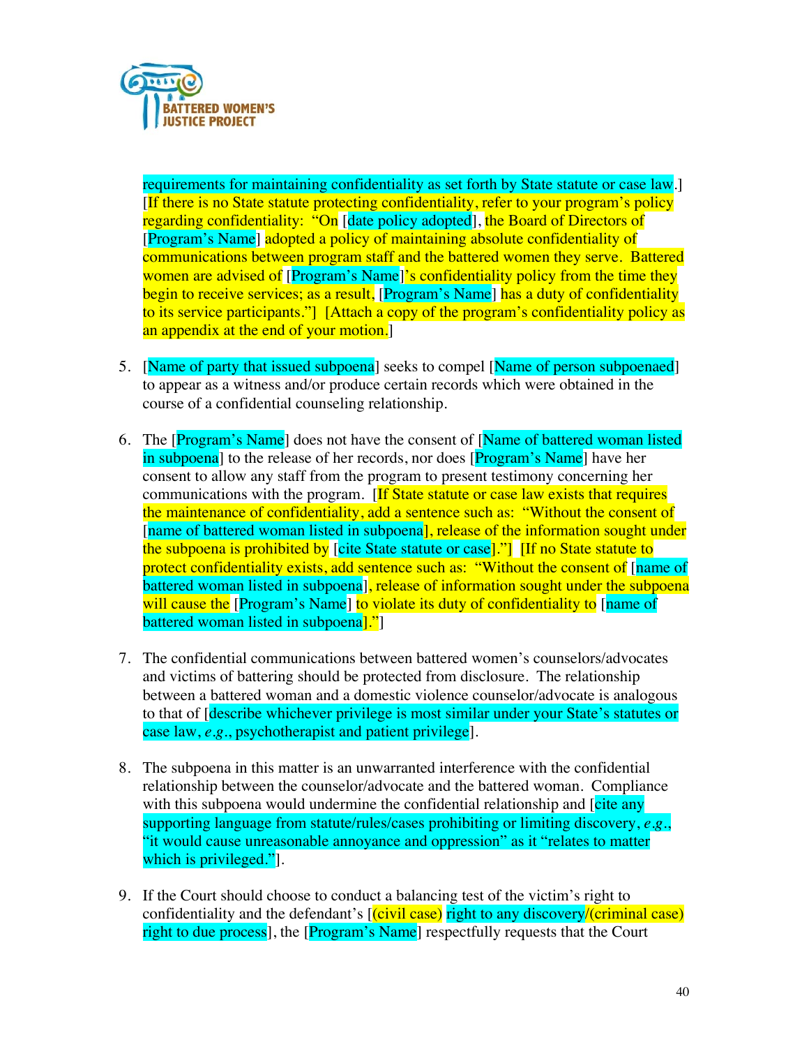requirements for maintaining confidentiality as set forth by State statute or case law.] [If there is no State statute protecting confidentiality, refer to your program's policy regarding confidentiality: "On [date policy adopted], the Board of Directors of [Program's Name] adopted a policy of maintaining absolute confidentiality of communications between program staff and the battered women they serve. Battered women are advised of [Program's Name]'s confidentiality policy from the time they begin to receive services; as a result, [Program's Name] has a duty of confidentiality to its service participants."] [Attach a copy of the program's confidentiality policy as an appendix at the end of your motion.]

5. [Name of party that issued subpoena] seeks to compel [Name of person subpoenaed] to appear as a witness and/or produce certain records which were obtained in the course of a confidential counseling relationship.

6. The [Program's Name] does not have the consent of [Name of battered woman listed in subpoena] to the release of her records, nor does [Program's Name] have her consent to allow any staff from the program to present testimony concerning her communications with the program. [If State statute or case law exists that requires the maintenance of confidentiality, add a sentence such as: "Without the consent of [name of battered woman listed in subpoena], release of the information sought under the subpoena is prohibited by [cite State statute or case]."] [If no State statute to protect confidentiality exists, add sentence such as: "Without the consent of [name of battered woman listed in subpoena], release of information sought under the subpoena will cause the [Program's Name] to violate its duty of confidentiality to [name of battered woman listed in subpoena]."]

7. The confidential communications between battered women's counselors/advocates and victims of battering should be protected from disclosure. The relationship between a battered woman and a domestic violence counselor/advocate is analogous to that of [describe whichever privilege is most similar under your State's statutes or case law, *e.g.*, psychotherapist and patient privilege].

8. The subpoena in this matter is an unwarranted interference with the confidential relationship between the counselor/advocate and the battered woman. Compliance with this subpoena would undermine the confidential relationship and [cite any supporting language from statute/rules/cases prohibiting or limiting discovery, *e.g.*, "it would cause unreasonable annoyance and oppression" as it "relates to matter which is privileged."].

9. If the Court should choose to conduct a balancing test of the victim's right to confidentiality and the defendant's [(civil case) right to any discovery/(criminal case) right to due process], the [Program's Name] respectfully requests that the Court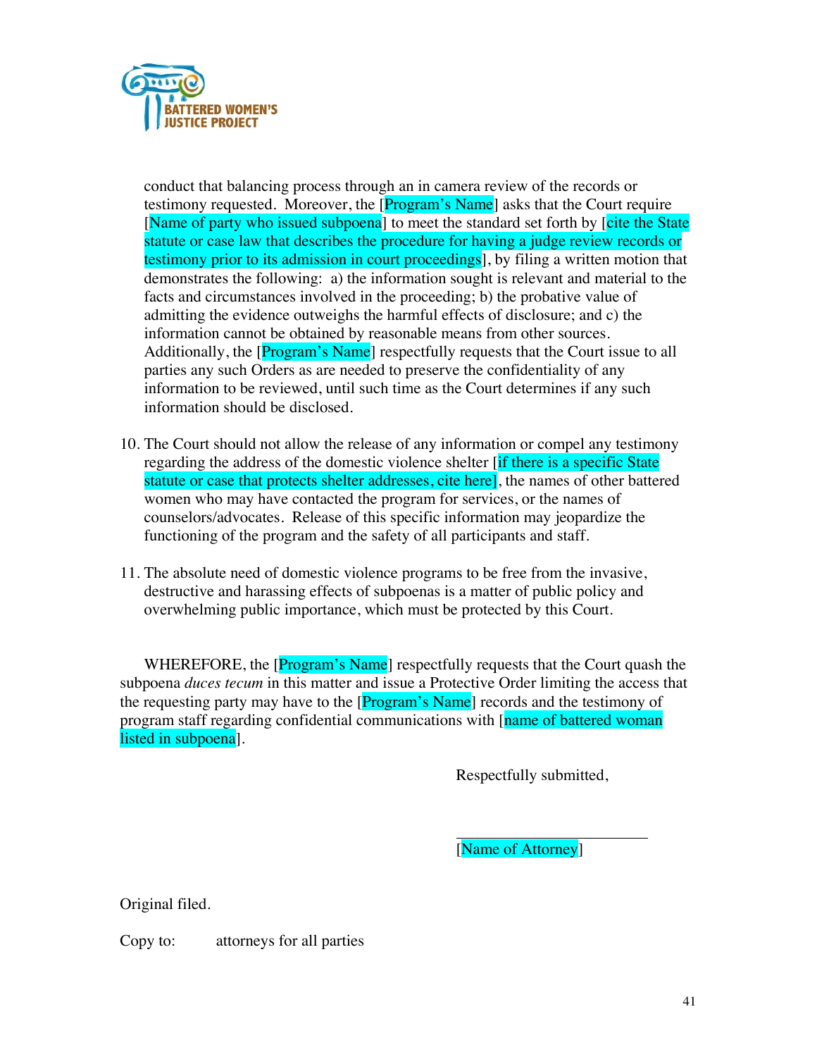conduct that balancing process through an in camera review of the records or testimony requested. Moreover, the [Program's Name] asks that the Court require [Name of party who issued subpoena] to meet the standard set forth by [cite the State statute or case law that describes the procedure for having a judge review records or testimony prior to its admission in court proceedings], by filing a written motion that demonstrates the following: a) the information sought is relevant and material to the facts and circumstances involved in the proceeding; b) the probative value of admitting the evidence outweighs the harmful effects of disclosure; and c) the information cannot be obtained by reasonable means from other sources. Additionally, the [Program's Name] respectfully requests that the Court issue to all parties any such Orders as are needed to preserve the confidentiality of any information to be reviewed, until such time as the Court determines if any such information should be disclosed.

10. The Court should not allow the release of any information or compel any testimony regarding the address of the domestic violence shelter [if there is a specific State statute or case that protects shelter addresses, cite here], the names of other battered women who may have contacted the program for services, or the names of counselors/advocates. Release of this specific information may jeopardize the functioning of the program and the safety of all participants and staff.

11. The absolute need of domestic violence programs to be free from the invasive, destructive and harassing effects of subpoenas is a matter of public policy and overwhelming public importance, which must be protected by this Court.

WHEREFORE, the [Program's Name] respectfully requests that the Court quash the subpoena *duces tecum* in this matter and issue a Protective Order limiting the access that the requesting party may have to the [Program's Name] records and the testimony of program staff regarding confidential communications with [name of battered woman listed in subpoena].

Respectfully submitted,

\_\_\_\_\_\_\_\_\_\_\_\_\_\_\_\_\_\_\_\_\_\_\_\_\_\_

[Name of Attorney]

Original filed.

Copy to: attorneys for all parties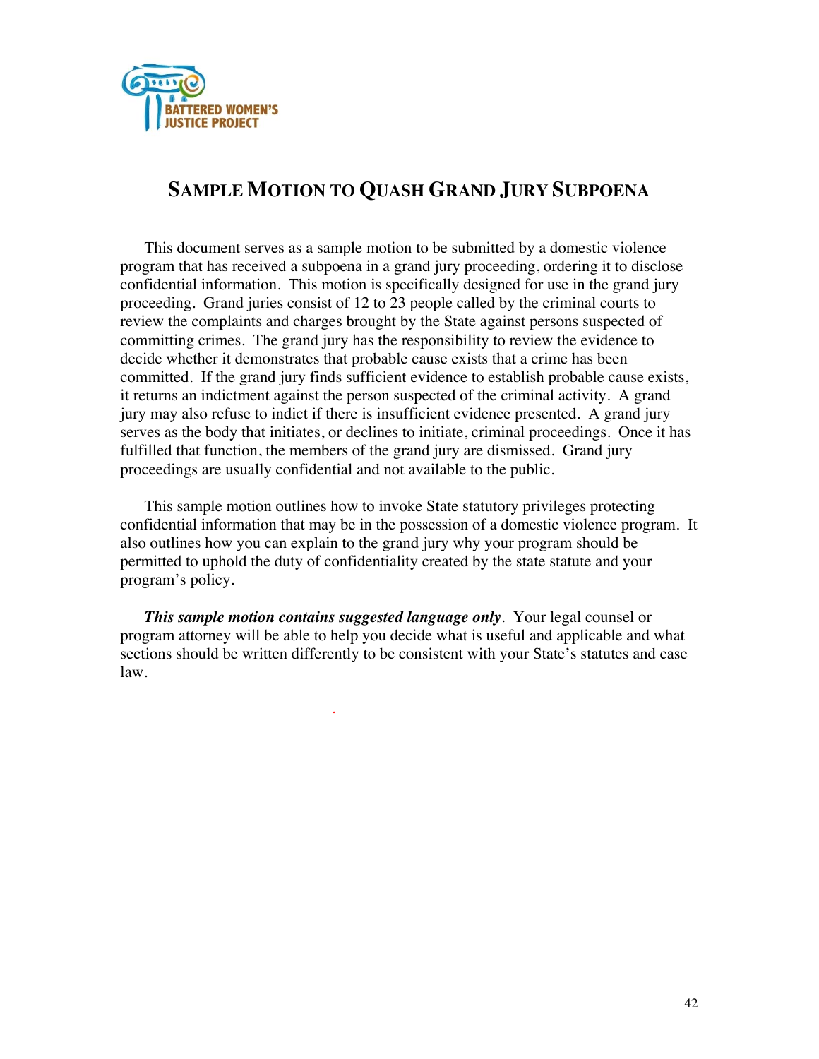# Sample Motion to Quash Grand Jury Subpoena

This document serves as a sample motion to be submitted by a domestic violence program that has received a subpoena in a grand jury proceeding, ordering it to disclose confidential information. This motion is specifically designed for use in the grand jury proceeding. Grand juries consist of 12 to 23 people called by the criminal courts to review the complaints and charges brought by the State against persons suspected of committing crimes. The grand jury has the responsibility to review the evidence to decide whether it demonstrates that probable cause exists that a crime has been committed. If the grand jury finds sufficient evidence to establish probable cause exists, it returns an indictment against the person suspected of the criminal activity. A grand jury may also refuse to indict if there is insufficient evidence presented. A grand jury serves as the body that initiates, or declines to initiate, criminal proceedings. Once it has fulfilled that function, the members of the grand jury are dismissed. Grand jury proceedings are usually confidential and not available to the public.

This sample motion outlines how to invoke State statutory privileges protecting confidential information that may be in the possession of a domestic violence program. It also outlines how you can explain to the grand jury why your program should be permitted to uphold the duty of confidentiality created by the state statute and your program's policy.

***This sample motion contains suggested language only***. Your legal counsel or program attorney will be able to help you decide what is useful and applicable and what sections should be written differently to be consistent with your State's statutes and case law.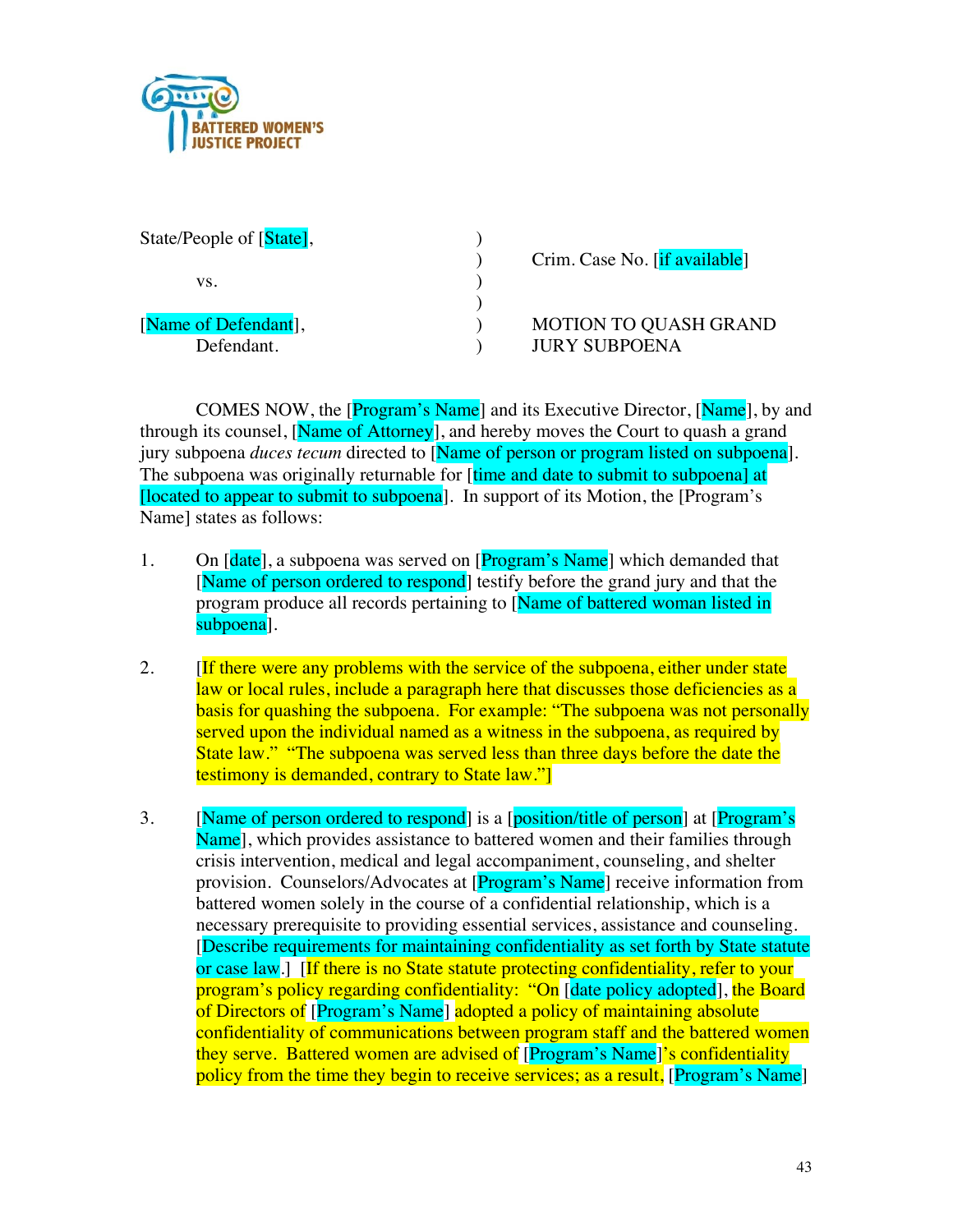BATTERED WOMEN'S JUSTICE PROJECT

State/People of [State], ) Crim. Case No. [if available]

vs. )

[Name of Defendant], ) MOTION TO QUASH GRAND JURY SUBPOENA

Defendant. )

COMES NOW, the [Program's Name] and its Executive Director, [Name], by and through its counsel, [Name of Attorney], and hereby moves the Court to quash a grand jury subpoena *duces tecum* directed to [Name of person or program listed on subpoena]. The subpoena was originally returnable for [time and date to submit to subpoena] at [located to appear to submit to subpoena]. In support of its Motion, the [Program's Name] states as follows:

1. On [date], a subpoena was served on [Program's Name] which demanded that [Name of person ordered to respond] testify before the grand jury and that the program produce all records pertaining to [Name of battered woman listed in subpoena].

2. [If there were any problems with the service of the subpoena, either under state law or local rules, include a paragraph here that discusses those deficiencies as a basis for quashing the subpoena. For example: "The subpoena was not personally served upon the individual named as a witness in the subpoena, as required by State law." "The subpoena was served less than three days before the date the testimony is demanded, contrary to State law."]

3. [Name of person ordered to respond] is a [position/title of person] at [Program's Name], which provides assistance to battered women and their families through crisis intervention, medical and legal accompaniment, counseling, and shelter provision. Counselors/Advocates at [Program's Name] receive information from battered women solely in the course of a confidential relationship, which is a necessary prerequisite to providing essential services, assistance and counseling. [Describe requirements for maintaining confidentiality as set forth by State statute or case law.] [If there is no State statute protecting confidentiality, refer to your program's policy regarding confidentiality: "On [date policy adopted], the Board of Directors of [Program's Name] adopted a policy of maintaining absolute confidentiality of communications between program staff and the battered women they serve. Battered women are advised of [Program's Name]'s confidentiality policy from the time they begin to receive services; as a result, [Program's Name]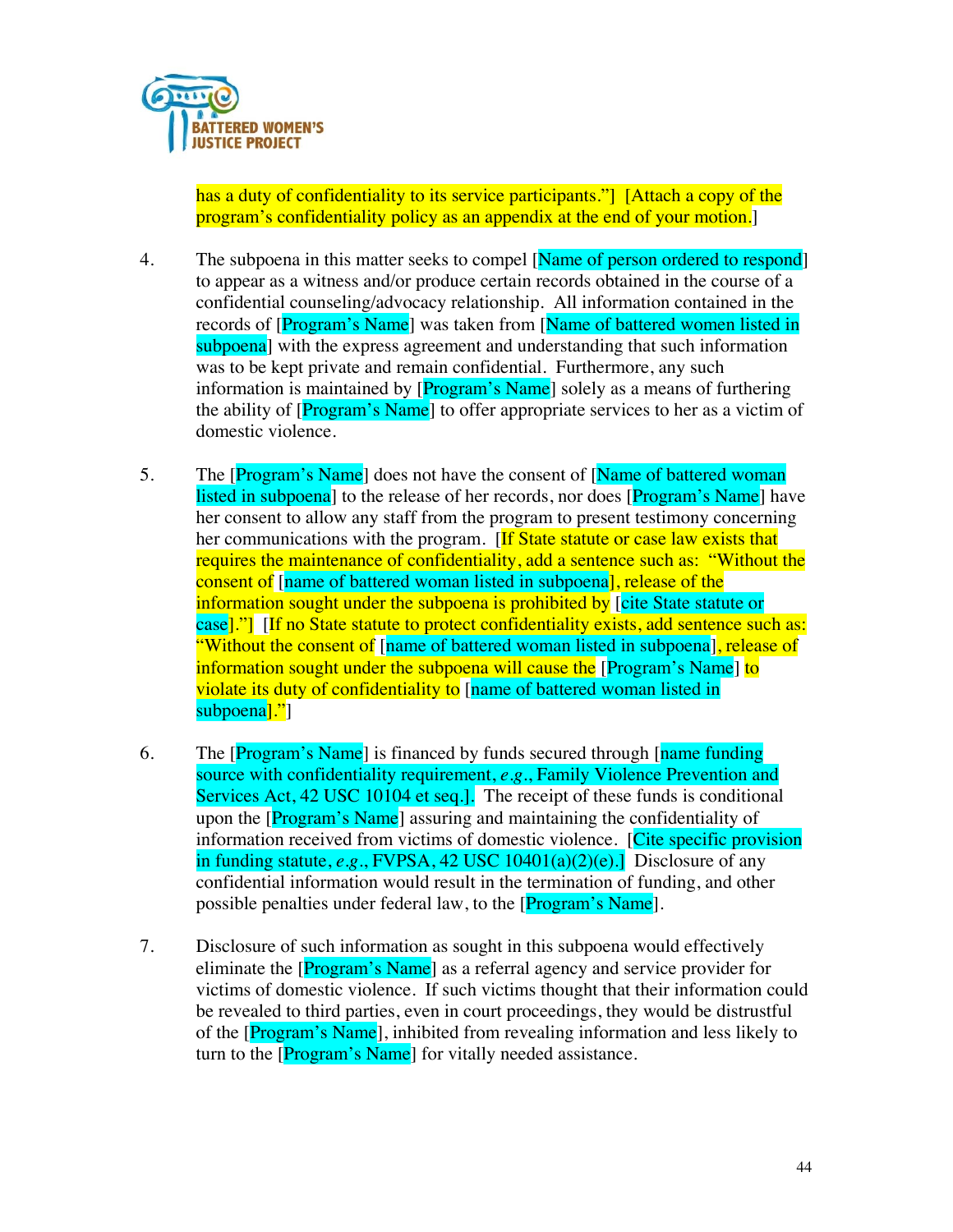has a duty of confidentiality to its service participants."] [Attach a copy of the program's confidentiality policy as an appendix at the end of your motion.]

4. The subpoena in this matter seeks to compel [Name of person ordered to respond] to appear as a witness and/or produce certain records obtained in the course of a confidential counseling/advocacy relationship. All information contained in the records of [Program's Name] was taken from [Name of battered women listed in subpoena] with the express agreement and understanding that such information was to be kept private and remain confidential. Furthermore, any such information is maintained by [Program's Name] solely as a means of furthering the ability of [Program's Name] to offer appropriate services to her as a victim of domestic violence.

5. The [Program's Name] does not have the consent of [Name of battered woman listed in subpoena] to the release of her records, nor does [Program's Name] have her consent to allow any staff from the program to present testimony concerning her communications with the program. [If State statute or case law exists that requires the maintenance of confidentiality, add a sentence such as: "Without the consent of [name of battered woman listed in subpoena], release of the information sought under the subpoena is prohibited by [cite State statute or case]."] [If no State statute to protect confidentiality exists, add sentence such as: "Without the consent of [name of battered woman listed in subpoena], release of information sought under the subpoena will cause the [Program's Name] to violate its duty of confidentiality to [name of battered woman listed in subpoena]."]

6. The [Program's Name] is financed by funds secured through [name funding source with confidentiality requirement, *e.g.*, Family Violence Prevention and Services Act, 42 USC 10104 et seq.]. The receipt of these funds is conditional upon the [Program's Name] assuring and maintaining the confidentiality of information received from victims of domestic violence. [Cite specific provision in funding statute, *e.g.*, FVPSA, 42 USC 10401(a)(2)(e).] Disclosure of any confidential information would result in the termination of funding, and other possible penalties under federal law, to the [Program's Name].

7. Disclosure of such information as sought in this subpoena would effectively eliminate the [Program's Name] as a referral agency and service provider for victims of domestic violence. If such victims thought that their information could be revealed to third parties, even in court proceedings, they would be distrustful of the [Program's Name], inhibited from revealing information and less likely to turn to the [Program's Name] for vitally needed assistance.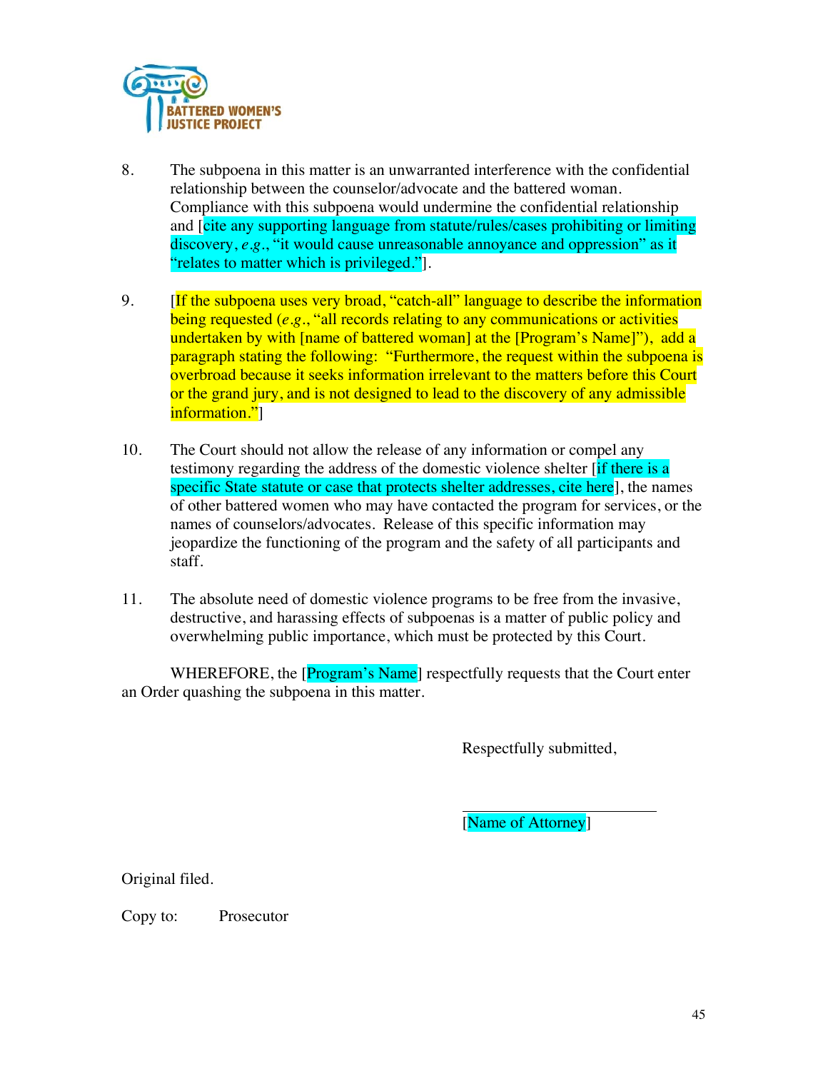8. The subpoena in this matter is an unwarranted interference with the confidential relationship between the counselor/advocate and the battered woman. Compliance with this subpoena would undermine the confidential relationship and [cite any supporting language from statute/rules/cases prohibiting or limiting discovery, *e.g.*, "it would cause unreasonable annoyance and oppression" as it "relates to matter which is privileged."].

9. [If the subpoena uses very broad, "catch-all" language to describe the information being requested (*e.g.*, "all records relating to any communications or activities undertaken by with [name of battered woman] at the [Program's Name]"), add a paragraph stating the following: "Furthermore, the request within the subpoena is overbroad because it seeks information irrelevant to the matters before this Court or the grand jury, and is not designed to lead to the discovery of any admissible information."]

10. The Court should not allow the release of any information or compel any testimony regarding the address of the domestic violence shelter [if there is a specific State statute or case that protects shelter addresses, cite here], the names of other battered women who may have contacted the program for services, or the names of counselors/advocates. Release of this specific information may jeopardize the functioning of the program and the safety of all participants and staff.

11. The absolute need of domestic violence programs to be free from the invasive, destructive, and harassing effects of subpoenas is a matter of public policy and overwhelming public importance, which must be protected by this Court.

WHEREFORE, the [Program's Name] respectfully requests that the Court enter an Order quashing the subpoena in this matter.

Respectfully submitted,

\_\_\_\_\_\_\_\_\_\_\_\_\_\_\_\_\_\_\_\_\_\_\_\_\_\_

[Name of Attorney]

Original filed.

Copy to: Prosecutor